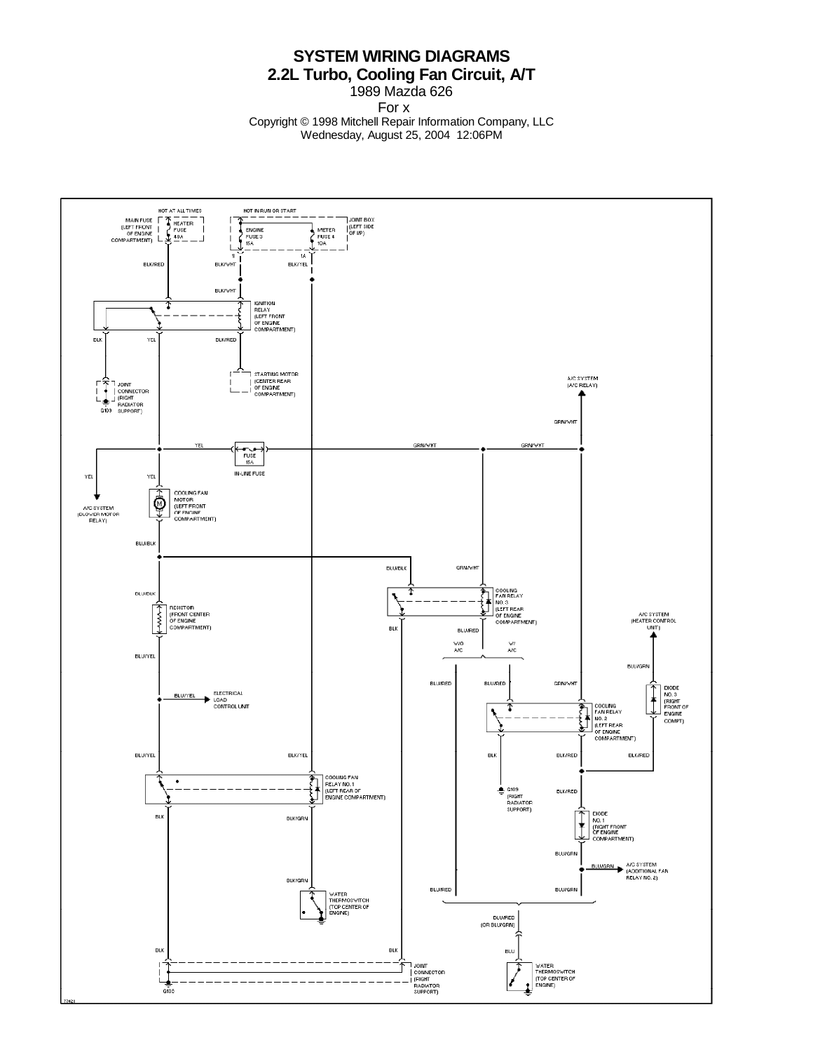# SYSTEM WIRING DIAGRAMS

## 2.2L Turbo, Cooling Fan Circuit, A/T

1989 Mazda 626

For x

Copyright © 1998 Mitchell Repair Information Company, LLC

Wednesday, August 25, 2004 12:06PM

HOT AT ALL TIMES

HOT IN RUN OR START

MAIN FUSE (LEFT FRONT OF ENGINE COMPARTMENT)

HEATER FUSE 40A

ENGINE FUSE 3 15A

METER FUSE 4 10A

JOINT BOX (LEFT SIDE OF I/P)

BLK/RED

BLK/WHT

BLK/YEL

IGNITION RELAY (LEFT FRONT OF ENGINE COMPARTMENT)

BLK

YEL

BLK/RED

STARTING MOTOR (CENTER REAR OF ENGINE COMPARTMENT)

JOINT CONNECTOR (RIGHT RADIATOR SUPPORT)

G109

A/C SYSTEM (A/C RELAY)

GRN/WHT

FUSE 15A

IN-LINE FUSE

A/C SYSTEM (BLOWER MOTOR RELAY)

COOLING FAN MOTOR (LEFT FRONT OF ENGINE COMPARTMENT)

BLU/BLK

COOLING FAN RELAY NO. 3 (LEFT REAR OF ENGINE COMPARTMENT)

RESISTOR (FRONT CENTER OF ENGINE COMPARTMENT)

BLU/YEL

W/O A/C

W/ A/C

A/C SYSTEM (HEATER CONTROL UNIT)

BLU/GRN

ELECTRICAL LOAD CONTROL UNIT

BLU/RED

DIODE NO. 3 (RIGHT FRONT OF ENGINE COMPT)

COOLING FAN RELAY NO. 2 (LEFT REAR OF ENGINE COMPARTMENT)

COOLING FAN RELAY NO. 1 (LEFT REAR OF ENGINE COMPARTMENT)

BLK/GRN

G109 (RIGHT RADIATOR SUPPORT)

DIODE NO. 1 (RIGHT FRONT OF ENGINE COMPARTMENT)

A/C SYSTEM (ADDITIONAL FAN RELAY NO. 2)

WATER THERMOSWITCH (TOP CENTER OF ENGINE)

BLU/RED (OR BLU/GRN)

BLU

WATER THERMOSWITCH (TOP CENTER OF ENGINE)

JOINT CONNECTOR (RIGHT RADIATOR SUPPORT)

G105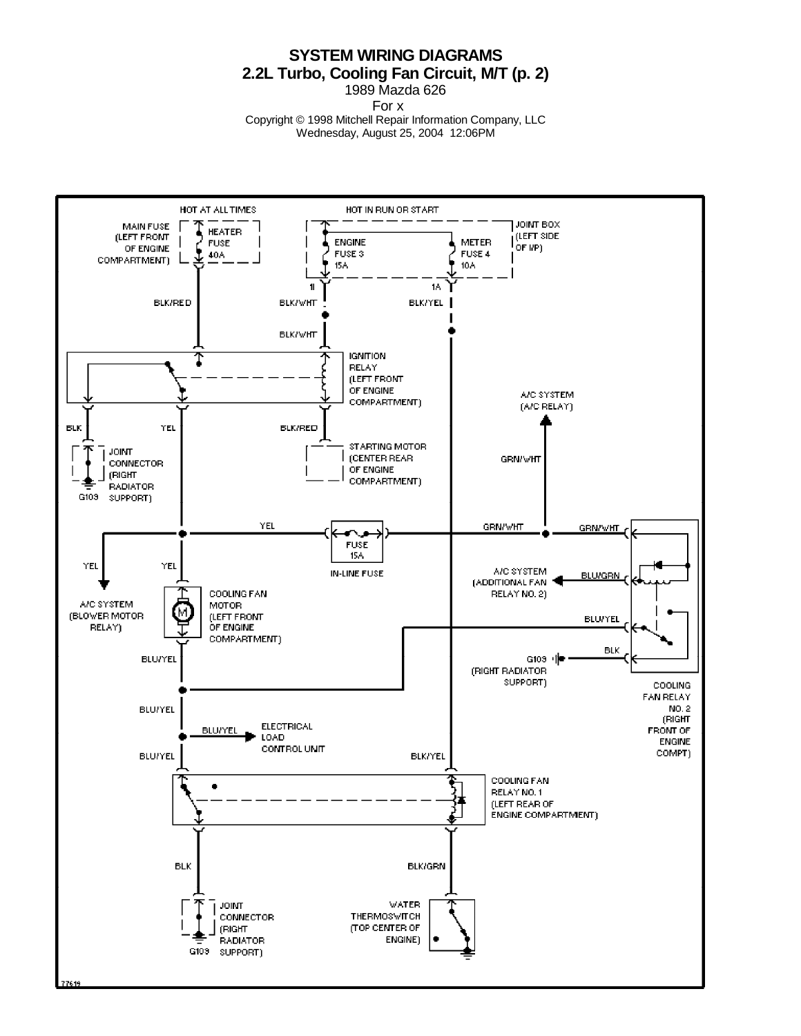# SYSTEM WIRING DIAGRAMS

## 2.2L Turbo, Cooling Fan Circuit, M/T (p. 2)

1989 Mazda 626

For x

Copyright © 1998 Mitchell Repair Information Company, LLC

Wednesday, August 25, 2004 12:06PM

HOT AT ALL TIMES

HOT IN RUN OR START

MAIN FUSE (LEFT FRONT OF ENGINE COMPARTMENT)

HEATER FUSE 40A

ENGINE FUSE 3 15A

METER FUSE 4 10A

JOINT BOX (LEFT SIDE OF I/P)

1I

1A

BLK/RED

BLK/WHT

BLK/YEL

BLK/WHT

IGNITION RELAY (LEFT FRONT OF ENGINE COMPARTMENT)

BLK

YEL

BLK/RED

JOINT CONNECTOR (RIGHT RADIATOR SUPPORT)

G109

STARTING MOTOR (CENTER REAR OF ENGINE COMPARTMENT)

A/C SYSTEM (A/C RELAY)

GRN/WHT

YEL

FUSE 15A

IN-LINE FUSE

GRN/WHT

GRN/WHT

YEL

YEL

A/C SYSTEM (BLOWER MOTOR RELAY)

COOLING FAN MOTOR (LEFT FRONT OF ENGINE COMPARTMENT)

A/C SYSTEM (ADDITIONAL FAN RELAY NO. 2)

BLU/GRN

BLU/YEL

BLU/YEL

BLK

G109 (RIGHT RADIATOR SUPPORT)

COOLING FAN RELAY NO. 2 (RIGHT FRONT OF ENGINE COMPT)

BLU/YEL

BLU/YEL

ELECTRICAL LOAD CONTROL UNIT

BLU/YEL

BLK/YEL

COOLING FAN RELAY NO. 1 (LEFT REAR OF ENGINE COMPARTMENT)

BLK

BLK/GRN

JOINT CONNECTOR (RIGHT RADIATOR SUPPORT)

G109

WATER THERMOSWITCH (TOP CENTER OF ENGINE)

77619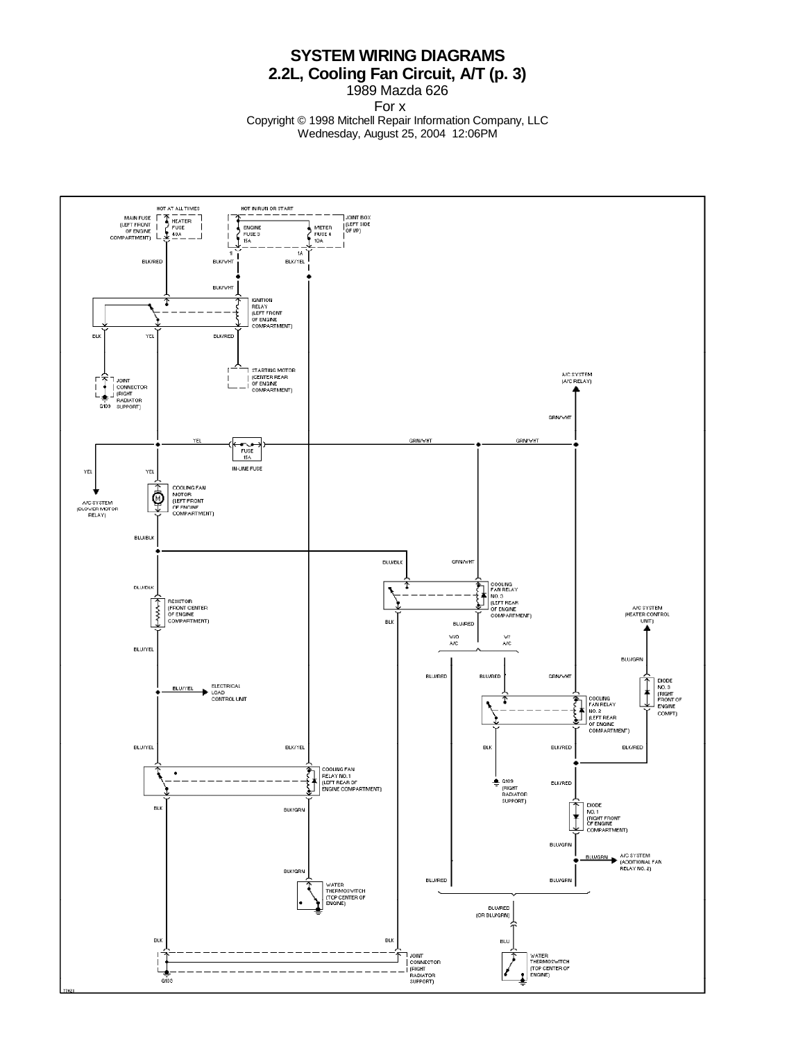# SYSTEM WIRING DIAGRAMS

## 2.2L, Cooling Fan Circuit, A/T (p. 3)

1989 Mazda 626

For x

Copyright © 1998 Mitchell Repair Information Company, LLC

Wednesday, August 25, 2004 12:06PM

HOT AT ALL TIMES

HOT IN RUN OR START

MAIN FUSE (LEFT FRONT OF ENGINE COMPARTMENT)

HEATER FUSE 40A

JOINT BOX (LEFT SIDE OF I/P)

ENGINE FUSE 3 15A

METER FUSE 4 10A

1I

1A

BLK/RED

BLK/WHT

BLK/YEL

BLK/WHT

IGNITION RELAY (LEFT FRONT OF ENGINE COMPARTMENT)

BLK

YEL

BLK/RED

STARTING MOTOR (CENTER REAR OF ENGINE COMPARTMENT)

JOINT CONNECTOR (RIGHT RADIATOR SUPPORT)

G109

A/C SYSTEM (A/C RELAY)

GRN/WHT

YEL

FUSE 15A

IN-LINE FUSE

GRN/WHT

GRN/WHT

YEL

YEL

A/C SYSTEM (BLOWER MOTOR RELAY)

COOLING FAN MOTOR (LEFT FRONT OF ENGINE COMPARTMENT)

BLU/BLK

BLU/BLK

GRN/WHT

COOLING FAN RELAY NO. 3 (LEFT REAR OF ENGINE COMPARTMENT)

BLU/BLK

RESISTOR (FRONT CENTER OF ENGINE COMPARTMENT)

BLK

BLU/RED

W/O A/C

W/ A/C

A/C SYSTEM (HEATER CONTROL UNIT)

BLU/YEL

BLU/GRN

BLU/RED

BLU/RED

GRN/WHT

BLU/YEL

ELECTRICAL LOAD CONTROL UNIT

DIODE NO. 3 (RIGHT FRONT OF ENGINE COMPT)

COOLING FAN RELAY NO. 2 (LEFT REAR OF ENGINE COMPARTMENT)

BLU/YEL

BLK/YEL

BLK

BLK/RED

BLK/RED

COOLING FAN RELAY NO. 1 (LEFT REAR OF ENGINE COMPARTMENT)

G109 (RIGHT RADIATOR SUPPORT)

BLK/RED

BLK

BLK/GRN

DIODE NO. 1 (RIGHT FRONT OF ENGINE COMPARTMENT)

BLU/GRN

BLU/GRN

A/C SYSTEM (ADDITIONAL FAN RELAY NO. 2)

BLK/GRN

WATER THERMOSWITCH (TOP CENTER OF ENGINE)

BLU/RED

BLU/GRN

BLU/RED (OR BLU/GRN)

BLK

BLK

BLU

JOINT CONNECTOR (RIGHT RADIATOR SUPPORT)

G105

WATER THERMOSWITCH (TOP CENTER OF ENGINE)

77621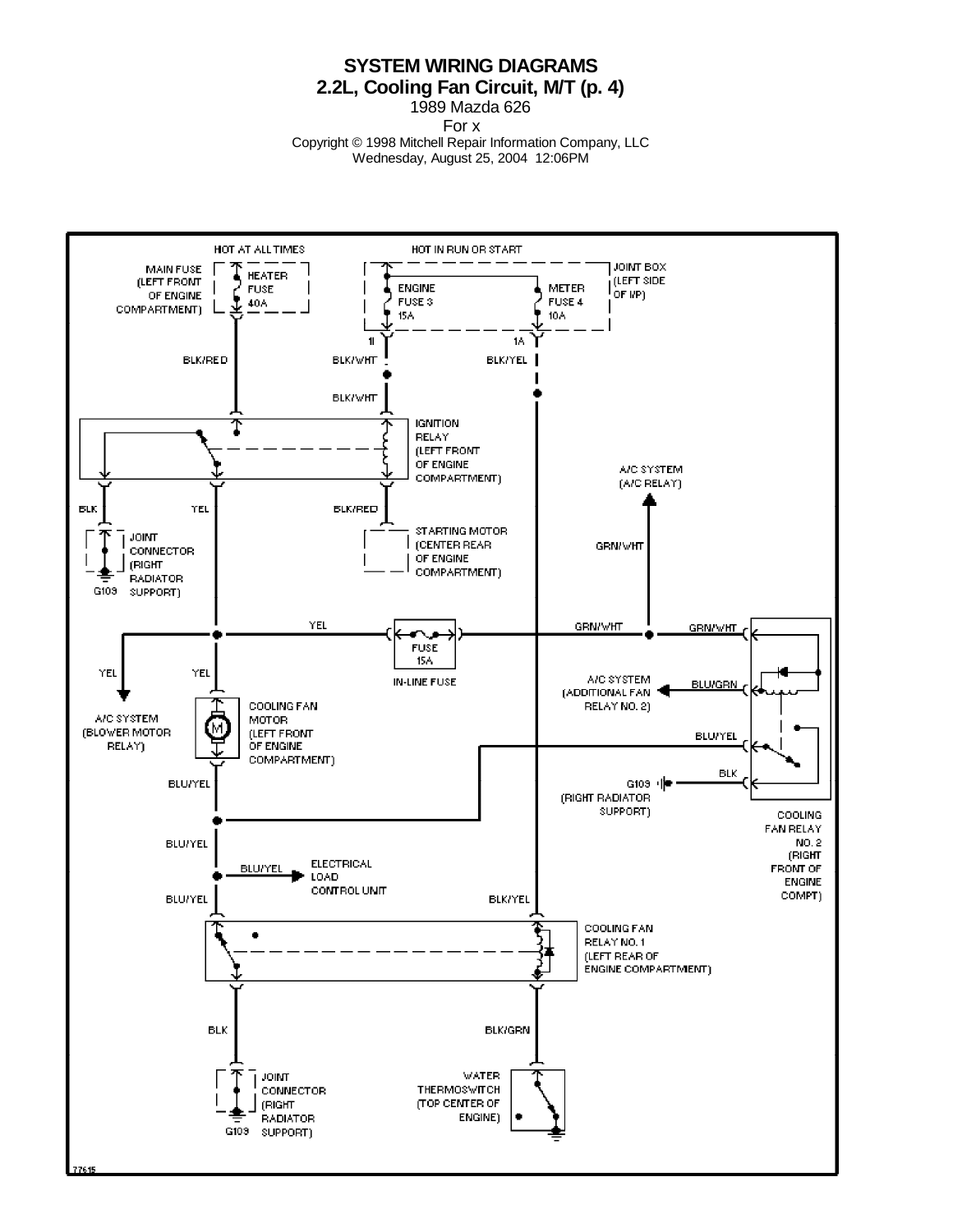# SYSTEM WIRING DIAGRAMS

## 2.2L, Cooling Fan Circuit, M/T (p. 4)

1989 Mazda 626

For x

Copyright © 1998 Mitchell Repair Information Company, LLC

Wednesday, August 25, 2004 12:06PM

HOT AT ALL TIMES

HOT IN RUN OR START

MAIN FUSE (LEFT FRONT OF ENGINE COMPARTMENT)

HEATER FUSE 40A

JOINT BOX (LEFT SIDE OF I/P)

ENGINE FUSE 3 15A

METER FUSE 4 10A

1I

1A

BLK/RED

BLK/WHT

BLK/YEL

BLK/WHT

IGNITION RELAY (LEFT FRONT OF ENGINE COMPARTMENT)

BLK

YEL

BLK/RED

JOINT CONNECTOR (RIGHT RADIATOR SUPPORT)

G109

STARTING MOTOR (CENTER REAR OF ENGINE COMPARTMENT)

A/C SYSTEM (A/C RELAY)

GRN/WHT

YEL

FUSE 15A

IN-LINE FUSE

GRN/WHT

GRN/WHT

YEL

YEL

A/C SYSTEM (BLOWER MOTOR RELAY)

COOLING FAN MOTOR (LEFT FRONT OF ENGINE COMPARTMENT)

A/C SYSTEM (ADDITIONAL FAN RELAY NO. 2)

BLU/GRN

BLU/YEL

BLK

G109 (RIGHT RADIATOR SUPPORT)

BLU/YEL

COOLING FAN RELAY NO. 2 (RIGHT FRONT OF ENGINE COMPT)

BLU/YEL

BLU/YEL

ELECTRICAL LOAD CONTROL UNIT

BLU/YEL

BLK/YEL

COOLING FAN RELAY NO. 1 (LEFT REAR OF ENGINE COMPARTMENT)

BLK

BLK/GRN

JOINT CONNECTOR (RIGHT RADIATOR SUPPORT)

G109

WATER THERMOSWITCH (TOP CENTER OF ENGINE)

77615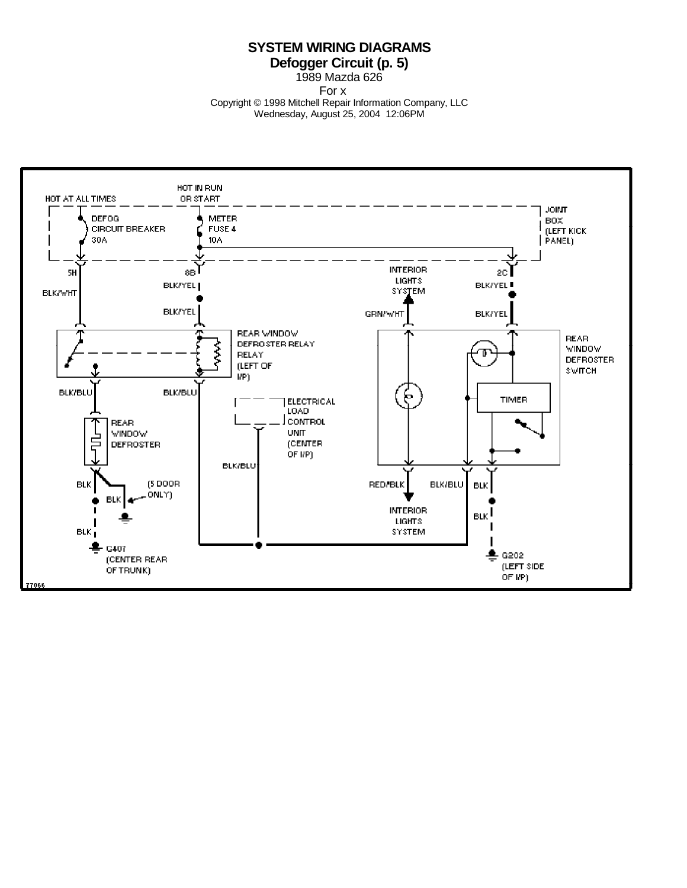# SYSTEM WIRING DIAGRAMS

## Defogger Circuit (p. 5)

1989 Mazda 626

For x

Copyright © 1998 Mitchell Repair Information Company, LLC

Wednesday, August 25, 2004 12:06PM

HOT AT ALL TIMES

HOT IN RUN OR START

DEFOG CIRCUIT BREAKER 30A

METER FUSE 4 10A

JOINT BOX (LEFT KICK PANEL)

5H

8B

2C

BLK/WHT

BLK/YEL

BLK/YEL

INTERIOR LIGHTS SYSTEM

BLK/YEL

GRN/WHT

BLK/YEL

REAR WINDOW DEFROSTER RELAY RELAY (LEFT OF I/P)

REAR WINDOW DEFROSTER SWITCH

TIMER

BLK/BLU

BLK/BLU

ELECTRICAL LOAD CONTROL UNIT (CENTER OF I/P)

REAR WINDOW DEFROSTER

BLK/BLU

RED/BLK

BLK/BLU

BLK

BLK

(5 DOOR ONLY)

BLK

INTERIOR LIGHTS SYSTEM

BLK

BLK

G407 (CENTER REAR OF TRUNK)

G202 (LEFT SIDE OF I/P)

77066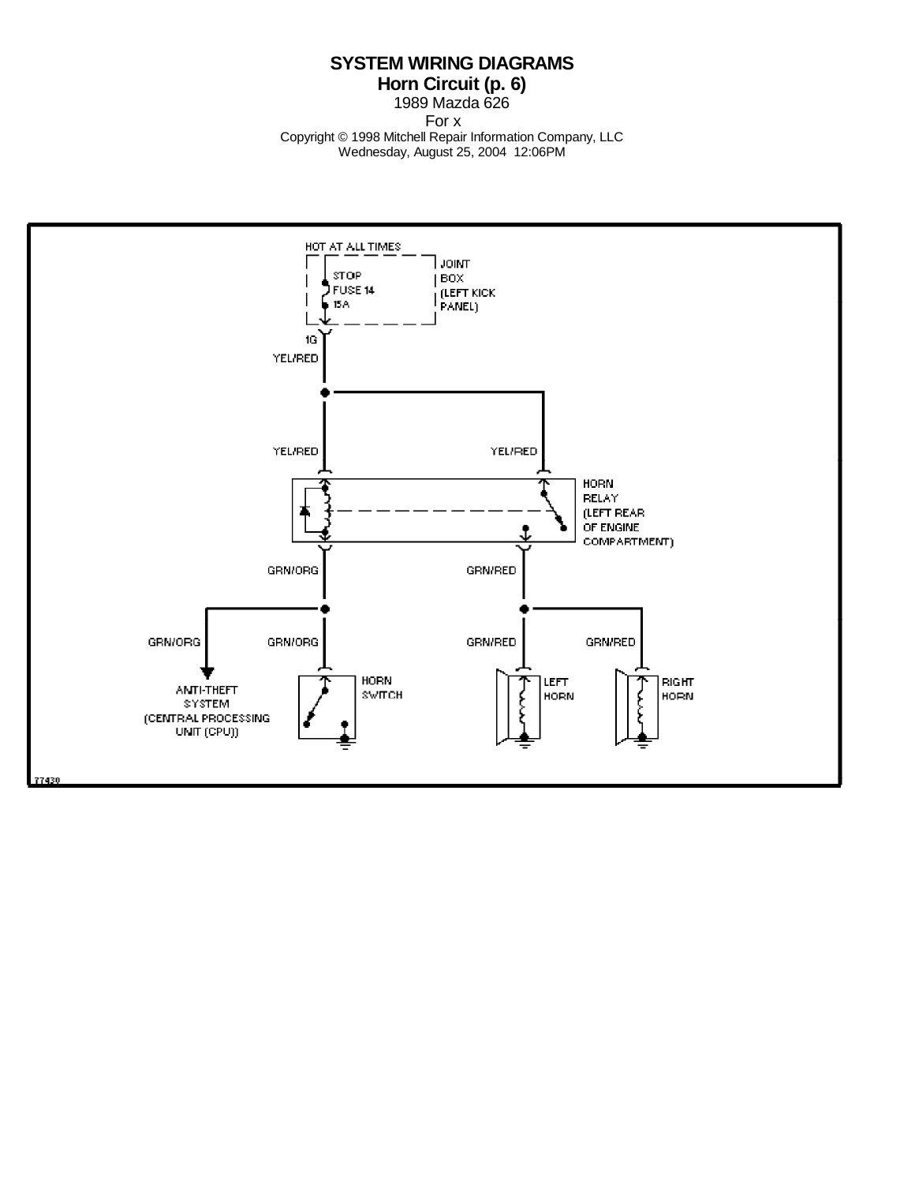**SYSTEM WIRING DIAGRAMS**
**Horn Circuit (p. 6)**
1989 Mazda 626
For x
Copyright © 1998 Mitchell Repair Information Company, LLC
Wednesday, August 25, 2004 12:06PM

HOT AT ALL TIMES

STOP
FUSE 14
15A

JOINT
BOX
(LEFT KICK
PANEL)

1G

YEL/RED

YEL/RED

YEL/RED

HORN
RELAY
(LEFT REAR
OF ENGINE
COMPARTMENT)

GRN/ORG

GRN/RED

GRN/ORG

GRN/ORG

GRN/RED

GRN/RED

ANTI-THEFT
SYSTEM
(CENTRAL PROCESSING
UNIT (CPU))

HORN
SWITCH

LEFT
HORN

RIGHT
HORN

77430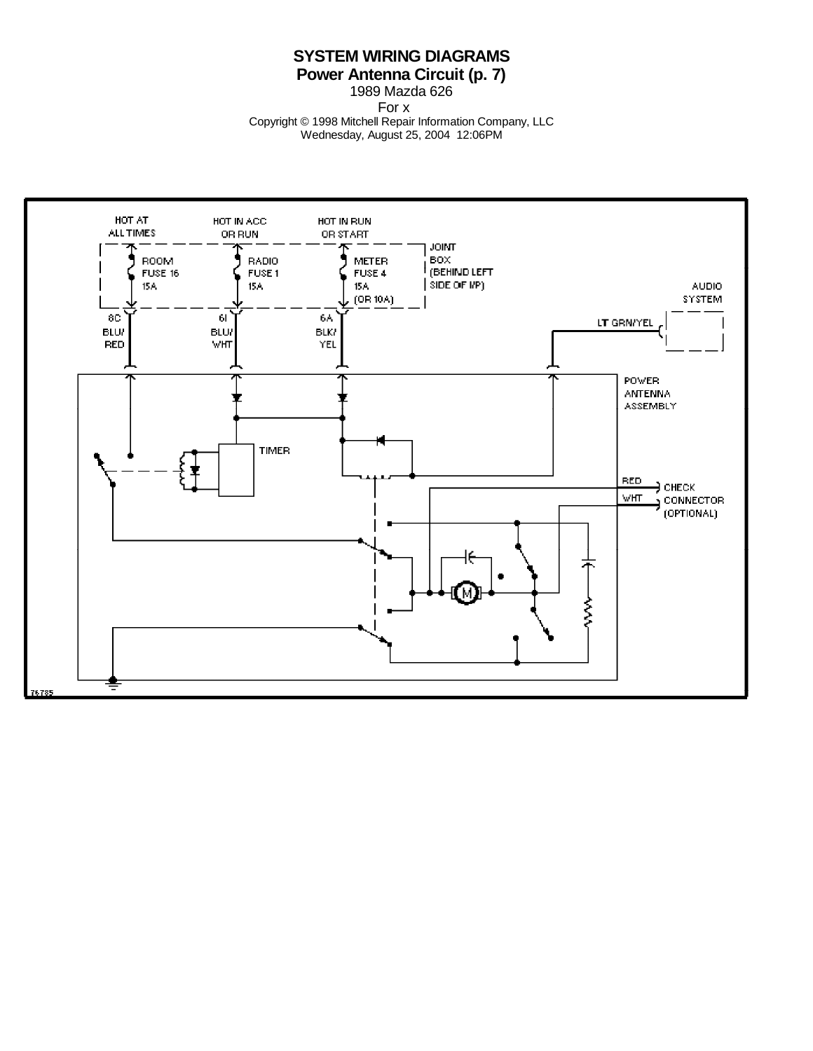# SYSTEM WIRING DIAGRAMS
## Power Antenna Circuit (p. 7)

1989 Mazda 626

For x

Copyright © 1998 Mitchell Repair Information Company, LLC

Wednesday, August 25, 2004 12:06PM

HOT AT ALL TIMES

HOT IN ACC OR RUN

HOT IN RUN OR START

ROOM FUSE 16 15A

RADIO FUSE 1 15A

METER FUSE 4 15A (OR 10A)

JOINT BOX (BEHIND LEFT SIDE OF I/P)

8C BLU/RED

6I BLU/WHT

6A BLK/YEL

LT GRN/YEL

AUDIO SYSTEM

POWER ANTENNA ASSEMBLY

TIMER

M

RED

WHT

CHECK CONNECTOR (OPTIONAL)

76785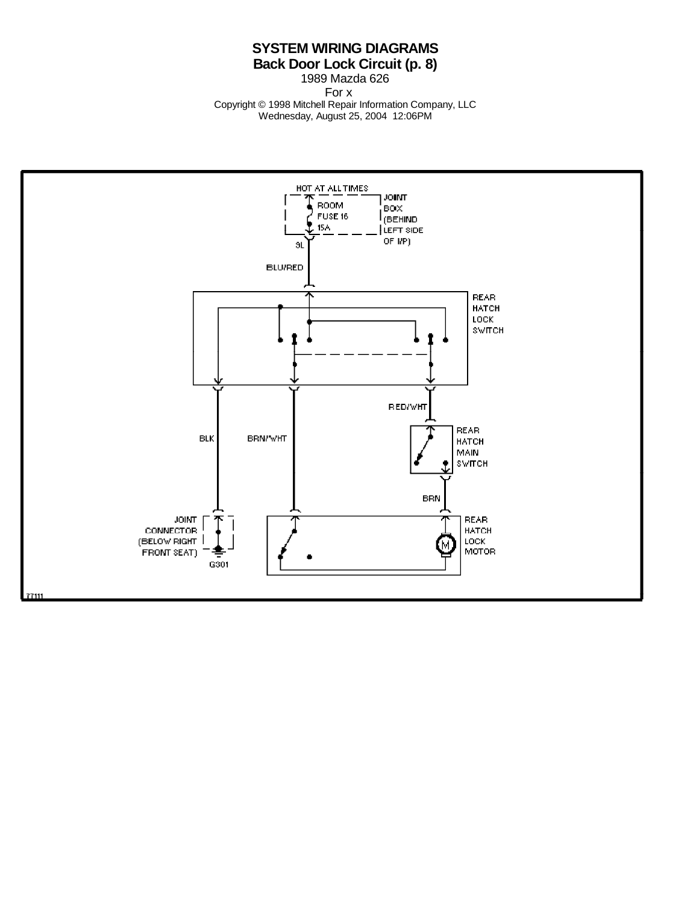# SYSTEM WIRING DIAGRAMS

## Back Door Lock Circuit (p. 8)

1989 Mazda 626

For x

Copyright © 1998 Mitchell Repair Information Company, LLC

Wednesday, August 25, 2004 12:06PM

HOT AT ALL TIMES

ROOM FUSE 16 15A

JOINT BOX (BEHIND LEFT SIDE OF I/P)

9L

BLU/RED

REAR HATCH LOCK SWITCH

RED/WHT

BLK

BRN/WHT

REAR HATCH MAIN SWITCH

BRN

JOINT CONNECTOR (BELOW RIGHT FRONT SEAT)

G301

REAR HATCH LOCK MOTOR

77111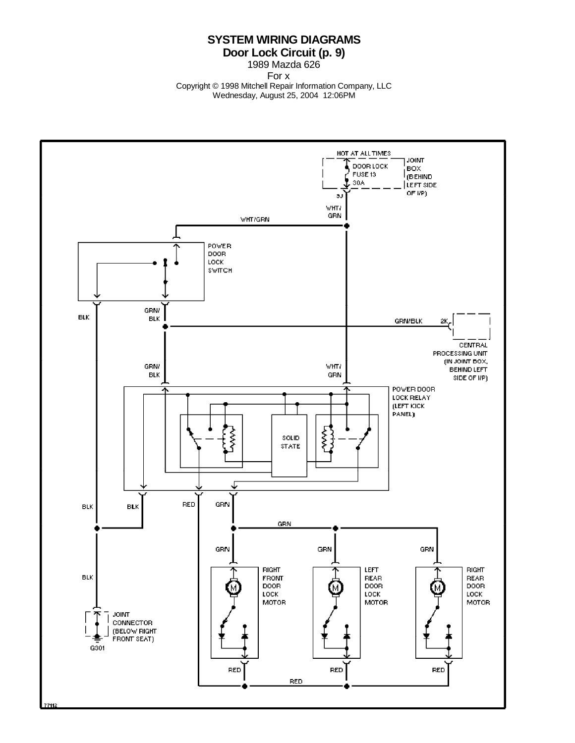# SYSTEM WIRING DIAGRAMS

## Door Lock Circuit (p. 9)

1989 Mazda 626

For x

Copyright © 1998 Mitchell Repair Information Company, LLC

Wednesday, August 25, 2004 12:06PM

HOT AT ALL TIMES

DOOR LOCK FUSE 13 30A

JOINT BOX (BEHIND LEFT SIDE OF I/P)

3J

WHT/GRN

WHT/GRN

POWER DOOR LOCK SWITCH

BLK

GRN/BLK

GRN/BLK

2K

CENTRAL PROCESSING UNIT (IN JOINT BOX, BEHIND LEFT SIDE OF I/P)

GRN/BLK

WHT/GRN

POWER DOOR LOCK RELAY (LEFT KICK PANEL)

SOLID STATE

BLK

BLK

RED

GRN

GRN

GRN

GRN

GRN

BLK

RIGHT FRONT DOOR LOCK MOTOR

LEFT REAR DOOR LOCK MOTOR

RIGHT REAR DOOR LOCK MOTOR

JOINT CONNECTOR (BELOW RIGHT FRONT SEAT)

G301

RED

RED

RED

RED

77112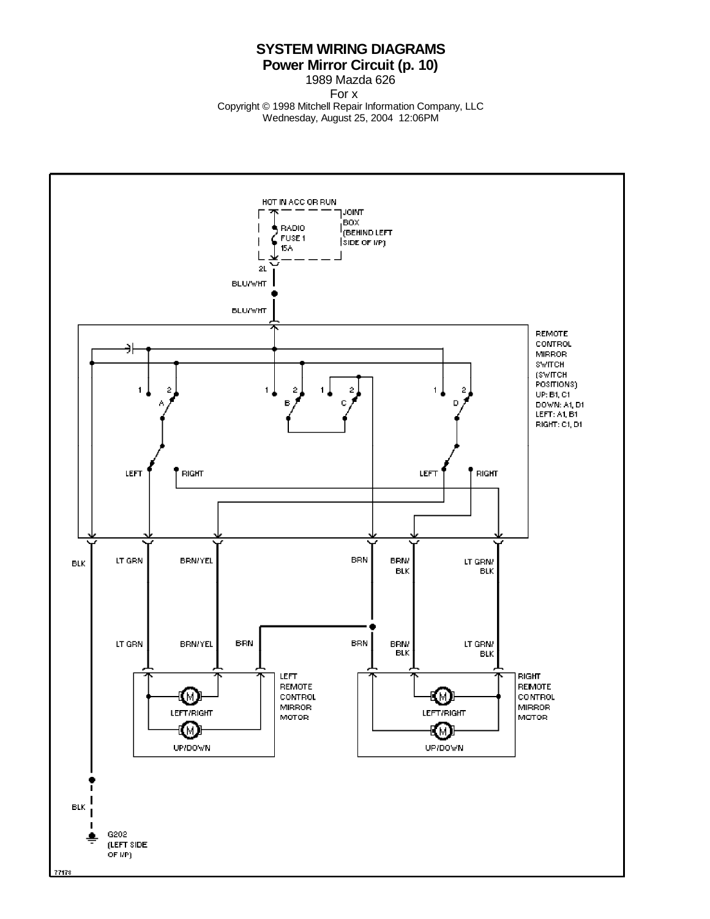# SYSTEM WIRING DIAGRAMS

## Power Mirror Circuit (p. 10)

1989 Mazda 626

For x

Copyright © 1998 Mitchell Repair Information Company, LLC

Wednesday, August 25, 2004 12:06PM

HOT IN ACC OR RUN

JOINT BOX (BEHIND LEFT SIDE OF I/P)

RADIO FUSE 1 15A

2L

BLU/WHT

BLU/WHT

REMOTE CONTROL MIRROR SWITCH (SWITCH POSITIONS) UP: B1, C1 DOWN: A1, D1 LEFT: A1, B1 RIGHT: C1, D1

1 2 A

1 2 B

1 2 C

1 2 D

LEFT RIGHT

LEFT RIGHT

BLK

LT GRN

BRN/YEL

BRN

BRN/BLK

LT GRN/BLK

LT GRN

BRN/YEL

BRN

BRN

BRN/BLK

LT GRN/BLK

LEFT REMOTE CONTROL MIRROR MOTOR

LEFT/RIGHT

UP/DOWN

RIGHT REMOTE CONTROL MIRROR MOTOR

LEFT/RIGHT

UP/DOWN

BLK

G202 (LEFT SIDE OF I/P)

77178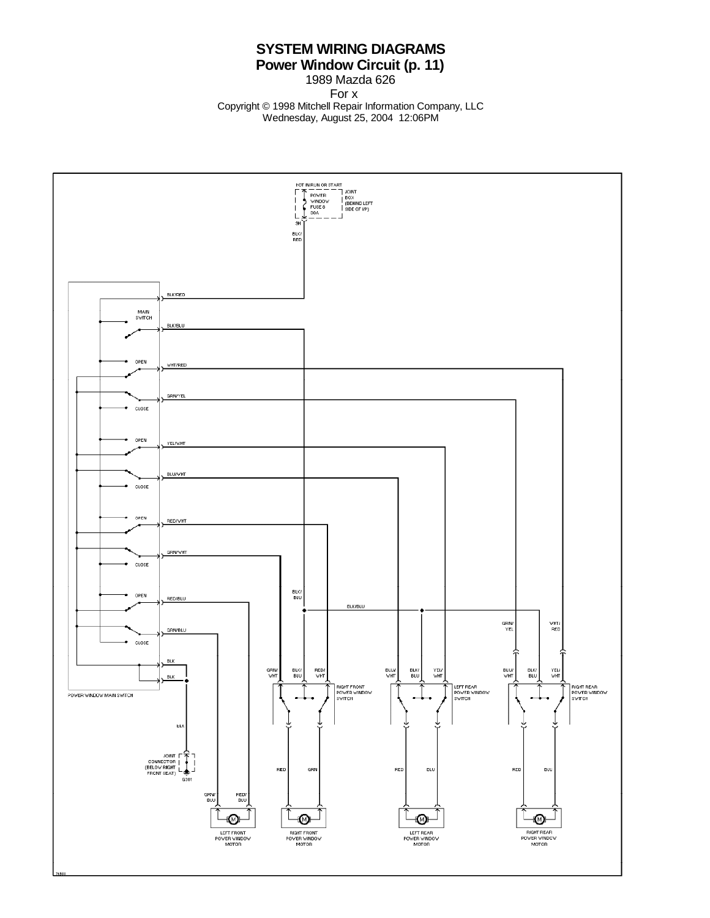**SYSTEM WIRING DIAGRAMS**
**Power Window Circuit (p. 11)**
1989 Mazda 626
For x
Copyright © 1998 Mitchell Repair Information Company, LLC
Wednesday, August 25, 2004 12:06PM

HOT IN RUN OR START

POWER WINDOW FUSE 8 30A

JOINT BOX (BEHIND LEFT SIDE OF I/P)

3H

BLK/RED

MAIN SWITCH

OPEN

CLOSE

BLK/RED

BLK/BLU

WHT/RED

GRN/YEL

YEL/WHT

BLU/WHT

RED/WHT

GRN/WHT

RED/BLU

GRN/BLU

BLK

BLK

POWER WINDOW MAIN SWITCH

BLK

JOINT CONNECTOR (BELOW RIGHT FRONT SEAT)

G301

GRN/BLU

RED/BLU

LEFT FRONT POWER WINDOW MOTOR

GRN/WHT

BLK/BLU

RED/WHT

RIGHT FRONT POWER WINDOW SWITCH

RED

GRN

RIGHT FRONT POWER WINDOW MOTOR

BLU/WHT

BLK/BLU

YEL/WHT

LEFT REAR POWER WINDOW SWITCH

RED

BLU

LEFT REAR POWER WINDOW MOTOR

GRN/YEL

WHT/RED

BLU/WHT

BLK/BLU

YEL/WHT

RIGHT REAR POWER WINDOW SWITCH

RED

BLU

RIGHT REAR POWER WINDOW MOTOR

76583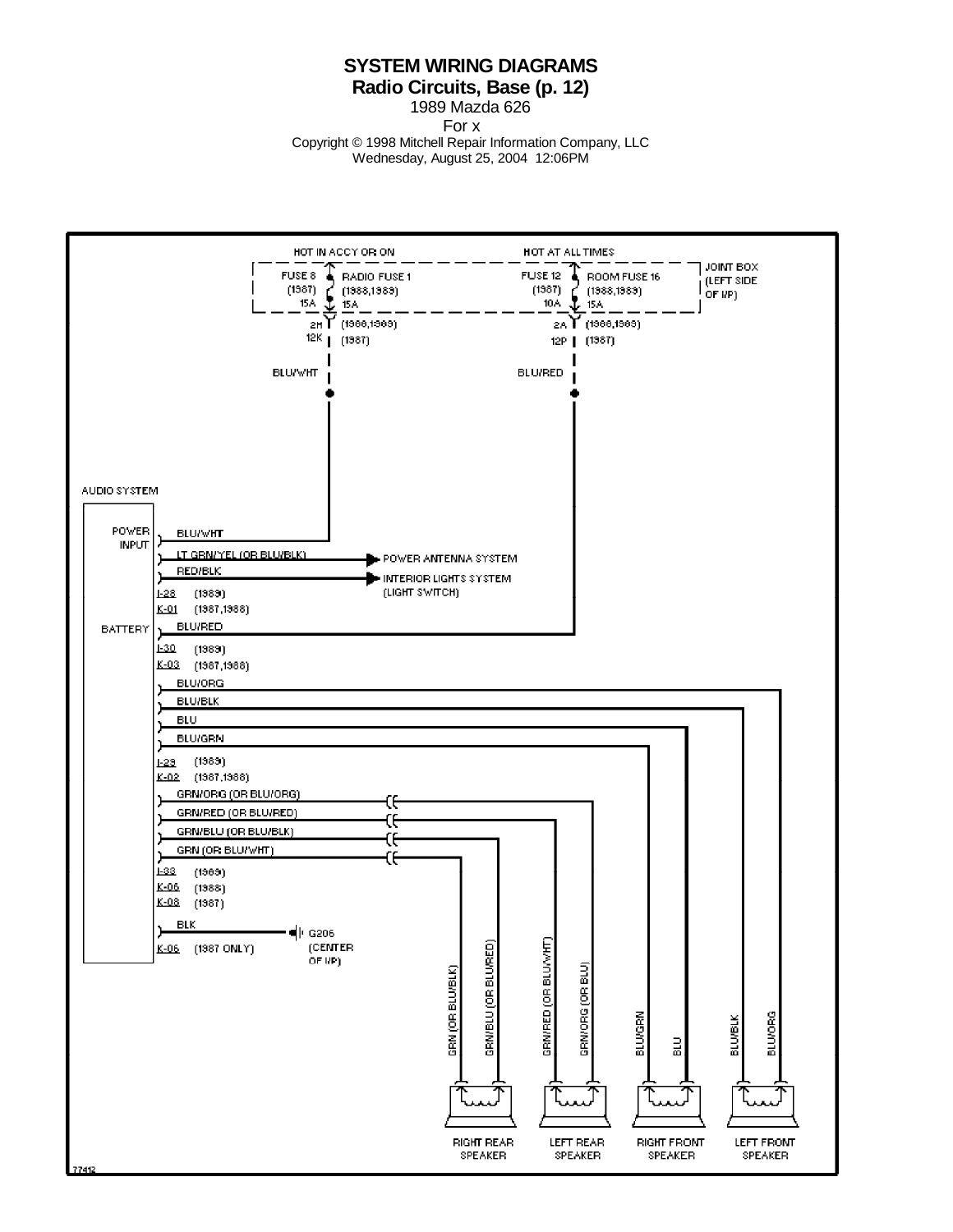# SYSTEM WIRING DIAGRAMS

## Radio Circuits, Base (p. 12)

1989 Mazda 626

For x

Copyright © 1998 Mitchell Repair Information Company, LLC

Wednesday, August 25, 2004 12:06PM

HOT IN ACCY OR ON

HOT AT ALL TIMES

FUSE 8 (1987) 15A

RADIO FUSE 1 (1988,1989) 15A

FUSE 12 (1987) 10A

ROOM FUSE 16 (1988,1989) 15A

JOINT BOX (LEFT SIDE OF I/P)

2H (1988,1989)
12K (1987)

2A (1988,1989)
12P (1987)

BLU/WHT

BLU/RED

AUDIO SYSTEM

POWER INPUT — BLU/WHT

LT GRN/YEL (OR BLU/BLK) → POWER ANTENNA SYSTEM

RED/BLK → INTERIOR LIGHTS SYSTEM (LIGHT SWITCH)

I-28 (1989)
K-01 (1987,1988)

BATTERY — BLU/RED

I-30 (1989)
K-03 (1987,1988)

BLU/ORG

BLU/BLK

BLU

BLU/GRN

I-29 (1989)
K-02 (1987,1988)

GRN/ORG (OR BLU/ORG)

GRN/RED (OR BLU/RED)

GRN/BLU (OR BLU/BLK)

GRN (OR BLU/WHT)

I-33 (1989)
K-05 (1988)
K-08 (1987)

BLK — G206 (CENTER OF I/P)

K-06 (1987 ONLY)

GRN (OR BLU/BLK)

GRN/BLU (OR BLU/RED)

GRN/RED (OR BLU/WHT)

GRN/ORG (OR BLU)

BLU/GRN

BLU

BLU/BLK

BLU/ORG

RIGHT REAR SPEAKER

LEFT REAR SPEAKER

RIGHT FRONT SPEAKER

LEFT FRONT SPEAKER

77412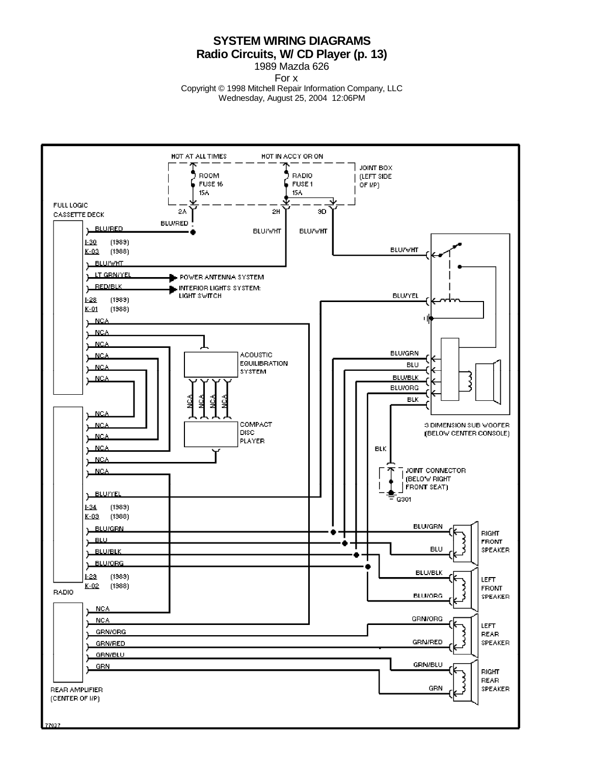# SYSTEM WIRING DIAGRAMS

## Radio Circuits, W/ CD Player (p. 13)

1989 Mazda 626

For x

Copyright © 1998 Mitchell Repair Information Company, LLC

Wednesday, August 25, 2004 12:06PM

HOT AT ALL TIMES

HOT IN ACCY OR ON

ROOM FUSE 16 15A

RADIO FUSE 1 15A

JOINT BOX (LEFT SIDE OF I/P)

2A 2H 3D

FULL LOGIC CASSETTE DECK

BLU/RED

BLU/RED

BLU/WHT

BLU/WHT

I-30 (1989)

K-03 (1988)

BLU/WHT

BLU/WHT

LT GRN/YEL

POWER ANTENNA SYSTEM

RED/BLK

INTERIOR LIGHTS SYSTEM: LIGHT SWITCH

I-28 (1989)

K-01 (1988)

BLU/YEL

NCA

NCA

NCA

NCA

NCA

NCA

ACOUSTIC EQUILIBRATION SYSTEM

NCA NCA NCA NCA

COMPACT DISC PLAYER

BLU/GRN

BLU

BLU/BLK

BLU/ORG

BLK

3 DIMENSION SUB WOOFER (BELOW CENTER CONSOLE)

NCA

NCA

NCA

NCA

NCA

NCA

BLK

JOINT CONNECTOR (BELOW RIGHT FRONT SEAT)

G301

BLU/YEL

I-34 (1989)

K-09 (1988)

BLU/GRN

BLU

BLU/BLK

BLU/ORG

BLU/GRN

BLU

RIGHT FRONT SPEAKER

BLU/BLK

BLU/ORG

LEFT FRONT SPEAKER

I-29 (1989)

K-02 (1988)

RADIO

NCA

NCA

GRN/ORG

GRN/RED

GRN/BLU

GRN

GRN/ORG

GRN/RED

LEFT REAR SPEAKER

GRN/BLU

GRN

RIGHT REAR SPEAKER

REAR AMPLIFIER (CENTER OF I/P)

77037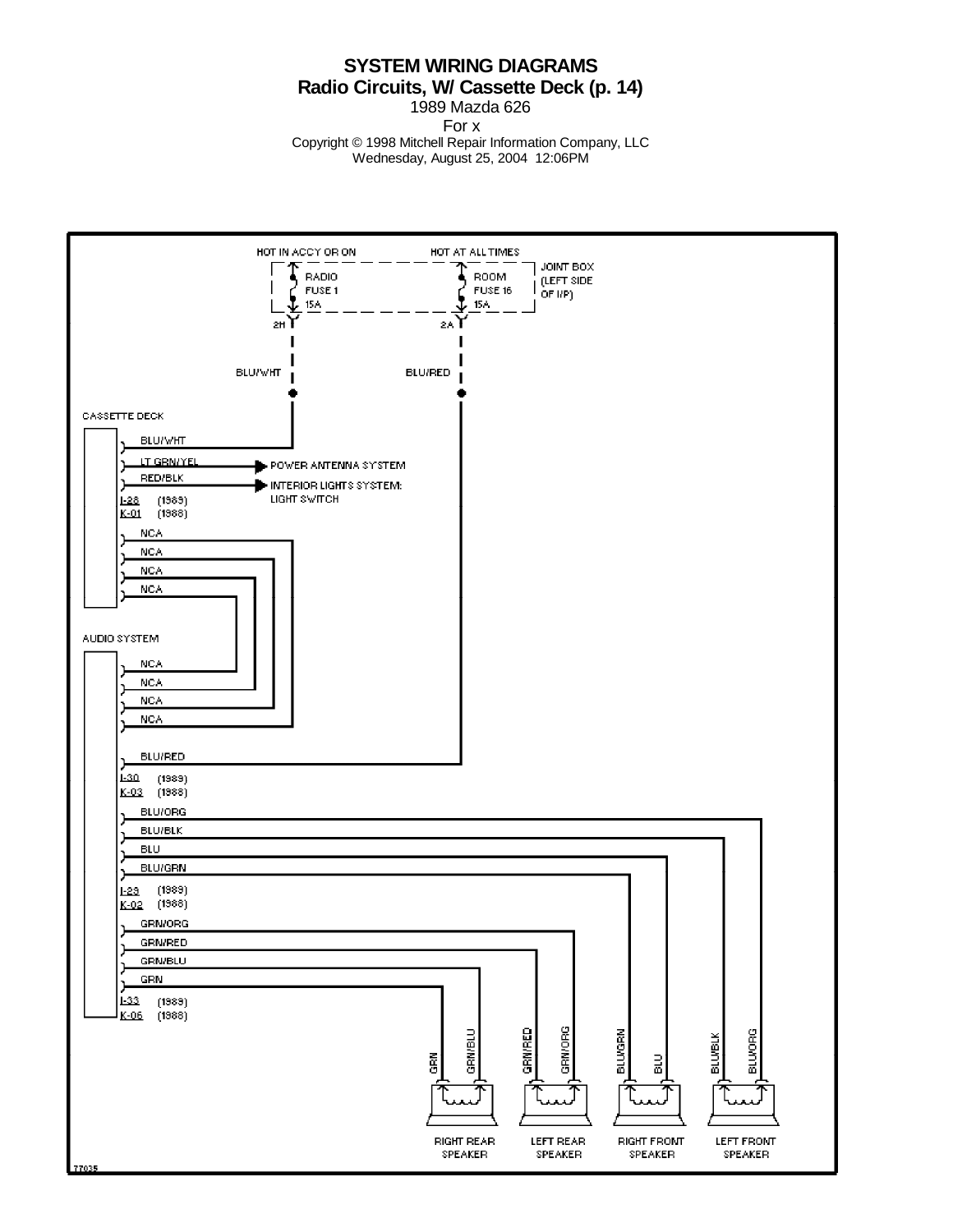# SYSTEM WIRING DIAGRAMS

## Radio Circuits, W/ Cassette Deck (p. 14)

1989 Mazda 626

For x

Copyright © 1998 Mitchell Repair Information Company, LLC

Wednesday, August 25, 2004 12:06PM

HOT IN ACCY OR ON

HOT AT ALL TIMES

RADIO FUSE 1 15A

ROOM FUSE 16 15A

JOINT BOX (LEFT SIDE OF I/P)

2H

2A

BLU/WHT

BLU/RED

CASSETTE DECK

BLU/WHT

LT GRN/YEL → POWER ANTENNA SYSTEM

RED/BLK → INTERIOR LIGHTS SYSTEM: LIGHT SWITCH

I-28 (1989)
K-01 (1988)

NCA

NCA

NCA

NCA

AUDIO SYSTEM

NCA

NCA

NCA

NCA

BLU/RED

I-30 (1989)
K-03 (1988)

BLU/ORG

BLU/BLK

BLU

BLU/GRN

I-29 (1989)
K-02 (1988)

GRN/ORG

GRN/RED

GRN/BLU

GRN

I-33 (1989)
K-06 (1988)

GRN, GRN/BLU — RIGHT REAR SPEAKER

GRN/RED, GRN/ORG — LEFT REAR SPEAKER

BLU/GRN, BLU — RIGHT FRONT SPEAKER

BLU/BLK, BLU/ORG — LEFT FRONT SPEAKER

77035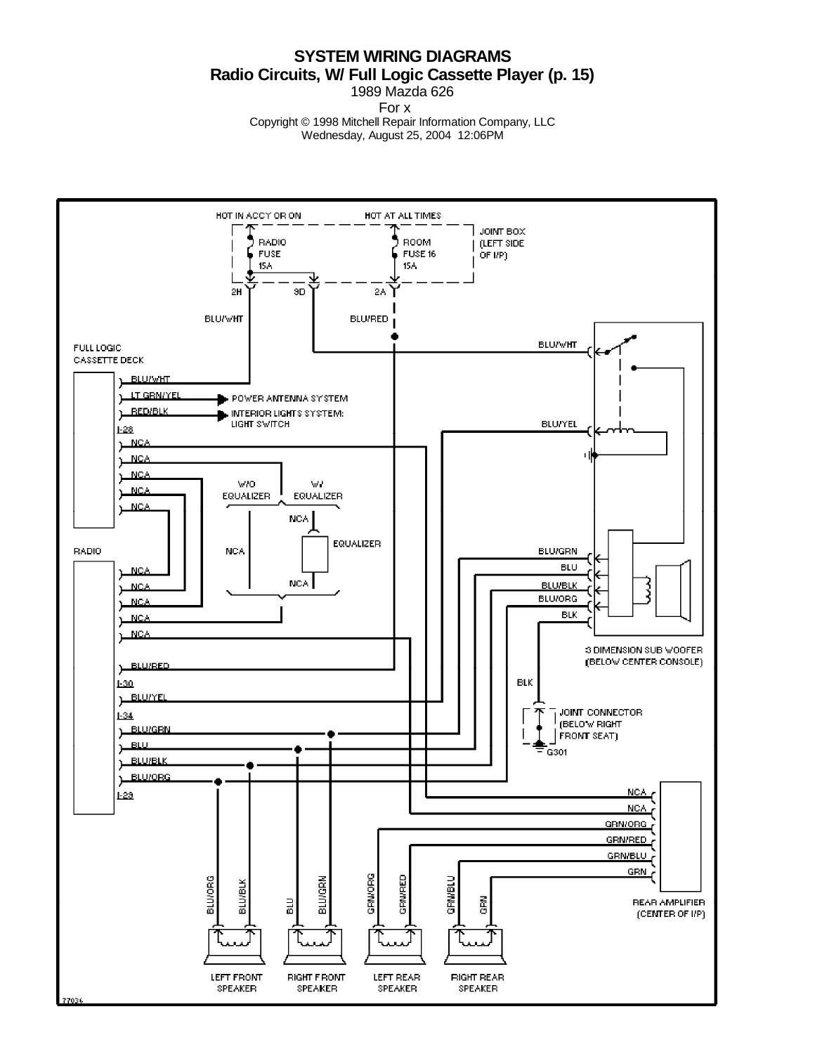# SYSTEM WIRING DIAGRAMS

## Radio Circuits, W/ Full Logic Cassette Player (p. 15)

1989 Mazda 626

For x

Copyright © 1998 Mitchell Repair Information Company, LLC

Wednesday, August 25, 2004 12:06PM

HOT IN ACCY OR ON

HOT AT ALL TIMES

RADIO FUSE 15A

ROOM FUSE 16 15A

JOINT BOX (LEFT SIDE OF I/P)

2H 9D 2A

BLU/WHT

BLU/RED

FULL LOGIC CASSETTE DECK

BLU/WHT

LT GRN/YEL → POWER ANTENNA SYSTEM

RED/BLK → INTERIOR LIGHTS SYSTEM: LIGHT SWITCH

I-28

NCA

NCA

NCA

NCA

NCA

W/O EQUALIZER

W/ EQUALIZER

NCA

EQUALIZER

NCA

NCA

RADIO

NCA

NCA

NCA

NCA

NCA

BLU/RED

I-30

BLU/YEL

I-34

BLU/GRN

BLU

BLU/BLK

BLU/ORG

I-29

BLU/WHT

BLU/YEL

BLU/GRN

BLU

BLU/BLK

BLU/ORG

BLK

3 DIMENSION SUB WOOFER (BELOW CENTER CONSOLE)

BLK

JOINT CONNECTOR (BELOW RIGHT FRONT SEAT)

G301

NCA

NCA

GRN/ORG

GRN/RED

GRN/BLU

GRN

REAR AMPLIFIER (CENTER OF I/P)

BLU/ORG BLU/BLK — LEFT FRONT SPEAKER

BLU BLU/GRN — RIGHT FRONT SPEAKER

GRN/ORG GRN/RED — LEFT REAR SPEAKER

GRN/BLU GRN — RIGHT REAR SPEAKER

77036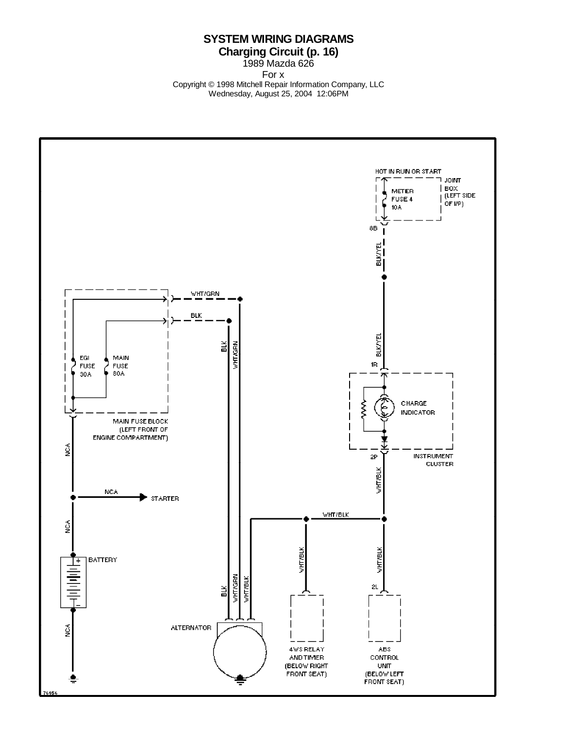**SYSTEM WIRING DIAGRAMS**

**Charging Circuit (p. 16)**

1989 Mazda 626

For x

Copyright © 1998 Mitchell Repair Information Company, LLC

Wednesday, August 25, 2004 12:06PM

HOT IN RUN OR START

JOINT BOX (LEFT SIDE OF I/P)

METER FUSE 4 10A

8B

BLK/YEL

BLK/YEL

1R

CHARGE INDICATOR

INSTRUMENT CLUSTER

2P

WHT/BLK

WHT/GRN

BLK

EGI FUSE 30A

MAIN FUSE 80A

MAIN FUSE BLOCK (LEFT FRONT OF ENGINE COMPARTMENT)

BLK

WHT/GRN

NCA

NCA

STARTER

NCA

BATTERY

NCA

WHT/BLK

WHT/BLK

WHT/BLK

2L

BLK

WHT/GRN

WHT/BLK

ALTERNATOR

4WS RELAY AND TIMER (BELOW RIGHT FRONT SEAT)

ABS CONTROL UNIT (BELOW LEFT FRONT SEAT)

76956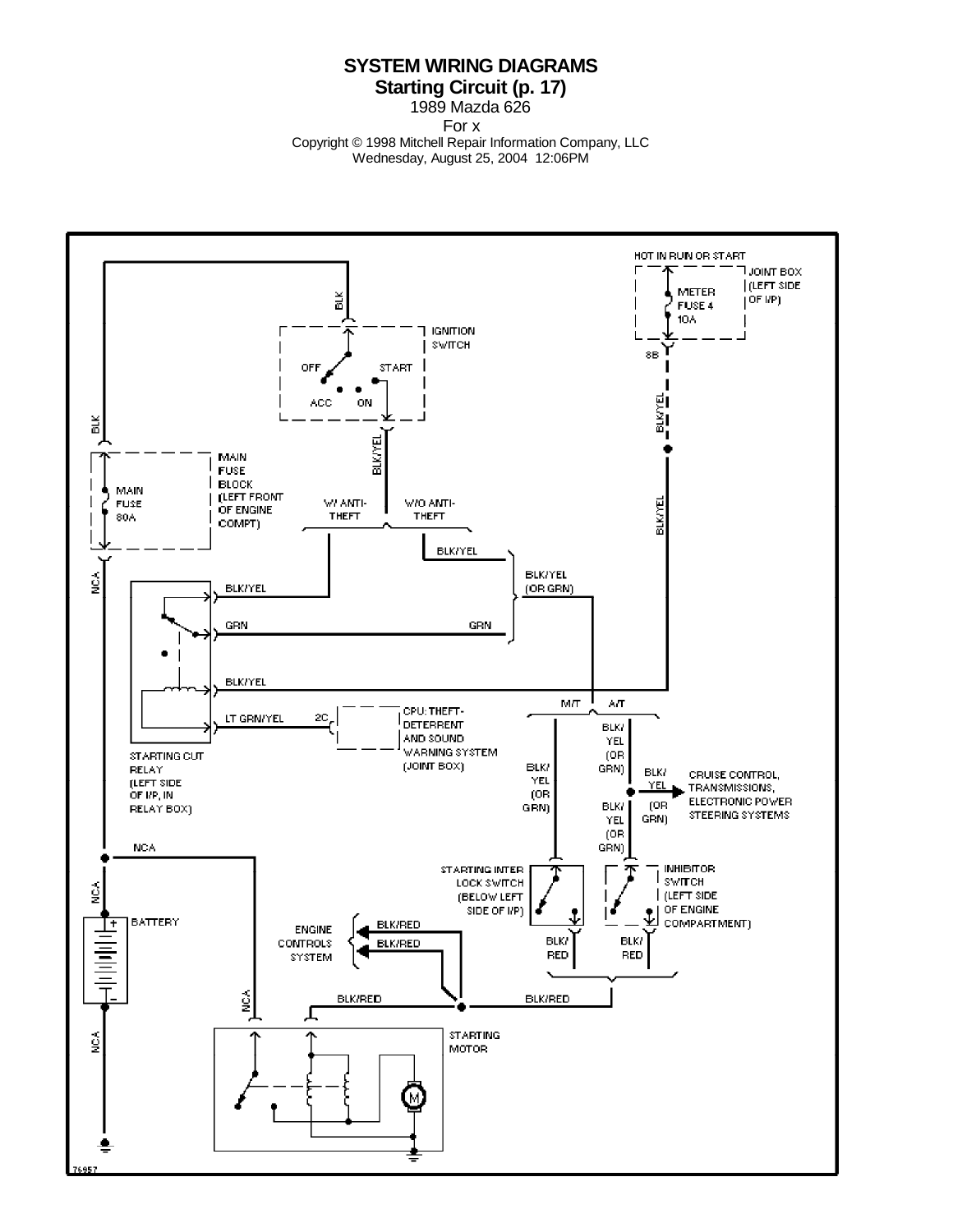# SYSTEM WIRING DIAGRAMS

## Starting Circuit (p. 17)

1989 Mazda 626

For x

Copyright © 1998 Mitchell Repair Information Company, LLC

Wednesday, August 25, 2004 12:06PM

HOT IN RUN OR START

JOINT BOX (LEFT SIDE OF I/P)

METER FUSE 4 10A

8B

BLK/YEL

BLK/YEL

BLK

IGNITION SWITCH

OFF

START

ACC

ON

BLK/YEL

W/ ANTI-THEFT

W/O ANTI-THEFT

BLK

MAIN FUSE BLOCK (LEFT FRONT OF ENGINE COMPT)

MAIN FUSE 80A

NCA

BLK/YEL

BLK/YEL (OR GRN)

BLK/YEL

GRN

GRN

BLK/YEL

LT GRN/YEL

2C

CPU: THEFT-DETERRENT AND SOUND WARNING SYSTEM (JOINT BOX)

STARTING CUT RELAY (LEFT SIDE OF I/P, IN RELAY BOX)

M/T

A/T

BLK/YEL (OR GRN)

BLK/YEL (OR GRN)

BLK/YEL (OR GRN)

CRUISE CONTROL, TRANSMISSIONS, ELECTRONIC POWER STEERING SYSTEMS

BLK/YEL (OR GRN)

NCA

NCA

BATTERY

STARTING INTER LOCK SWITCH (BELOW LEFT SIDE OF I/P)

INHIBITOR SWITCH (LEFT SIDE OF ENGINE COMPARTMENT)

ENGINE CONTROLS SYSTEM

BLK/RED

BLK/RED

BLK/RED

BLK/RED

BLK/RED

BLK/RED

NCA

NCA

STARTING MOTOR

76957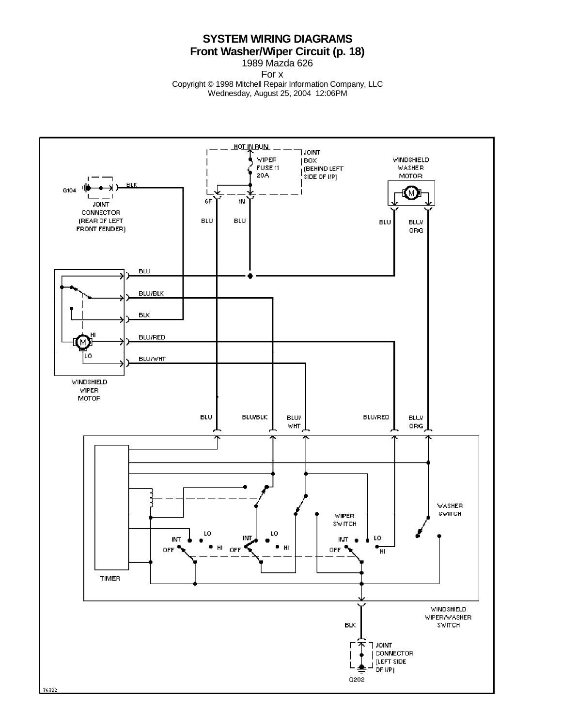**SYSTEM WIRING DIAGRAMS**
**Front Washer/Wiper Circuit (p. 18)**
1989 Mazda 626
For x
Copyright © 1998 Mitchell Repair Information Company, LLC
Wednesday, August 25, 2004 12:06PM

HOT IN RUN

WIPER FUSE 11 20A

JOINT BOX (BEHIND LEFT SIDE OF I/P)

6F 1N

BLU BLU

G104

BLK

JOINT CONNECTOR (REAR OF LEFT FRONT FENDER)

WINDSHIELD WASHER MOTOR

BLU BLU/ORG

BLU

BLU/BLK

BLK

HI

BLU/RED

LO

BLU/WHT

WINDSHIELD WIPER MOTOR

BLU BLU/BLK BLU/WHT BLU/RED BLU/ORG

TIMER

INT LO OFF HI

INT LO OFF HI

WIPER SWITCH

INT LO OFF HI

WASHER SWITCH

WINDSHIELD WIPER/WASHER SWITCH

BLK

JOINT CONNECTOR (LEFT SIDE OF I/P)

G202

76722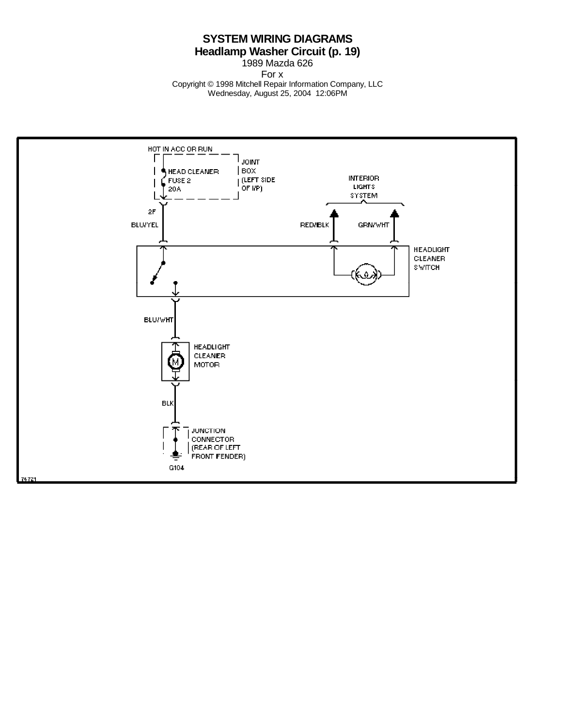# SYSTEM WIRING DIAGRAMS

## Headlamp Washer Circuit (p. 19)

1989 Mazda 626

For x

Copyright © 1998 Mitchell Repair Information Company, LLC

Wednesday, August 25, 2004 12:06PM

HOT IN ACC OR RUN

HEAD CLEANER FUSE 2 20A

JOINT BOX (LEFT SIDE OF I/P)

INTERIOR LIGHTS SYSTEM

2F

BLU/YEL

RED/BLK

GRN/WHT

HEADLIGHT CLEANER SWITCH

BLU/WHT

HEADLIGHT CLEANER MOTOR

BLK

JUNCTION CONNECTOR (REAR OF LEFT FRONT FENDER)

G104

76721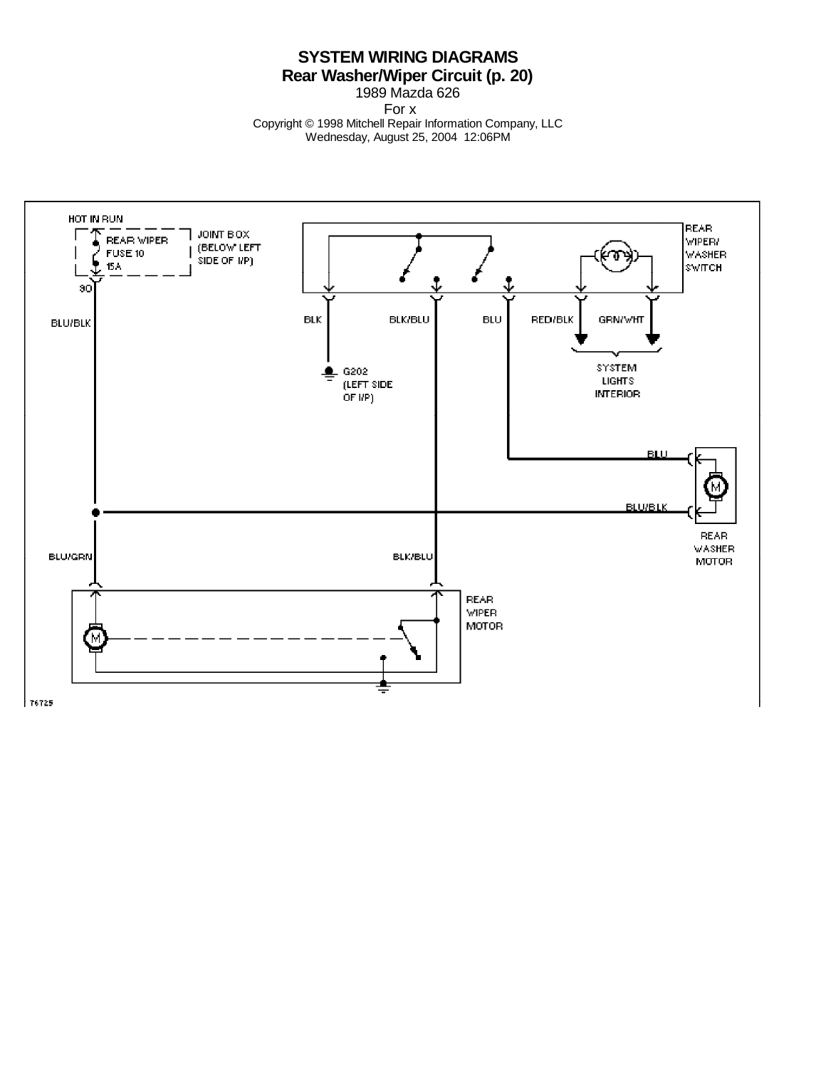# SYSTEM WIRING DIAGRAMS

## Rear Washer/Wiper Circuit (p. 20)

1989 Mazda 626

For x

Copyright © 1998 Mitchell Repair Information Company, LLC

Wednesday, August 25, 2004 12:06PM

HOT IN RUN

REAR WIPER FUSE 10 15A

JOINT BOX (BELOW LEFT SIDE OF I/P)

30

BLU/BLK

REAR WIPER/ WASHER SWITCH

BLK

BLK/BLU

BLU

RED/BLK

GRN/WHT

G202 (LEFT SIDE OF I/P)

SYSTEM LIGHTS INTERIOR

BLU

BLU/BLK

REAR WASHER MOTOR

BLU/GRN

BLK/BLU

REAR WIPER MOTOR

76725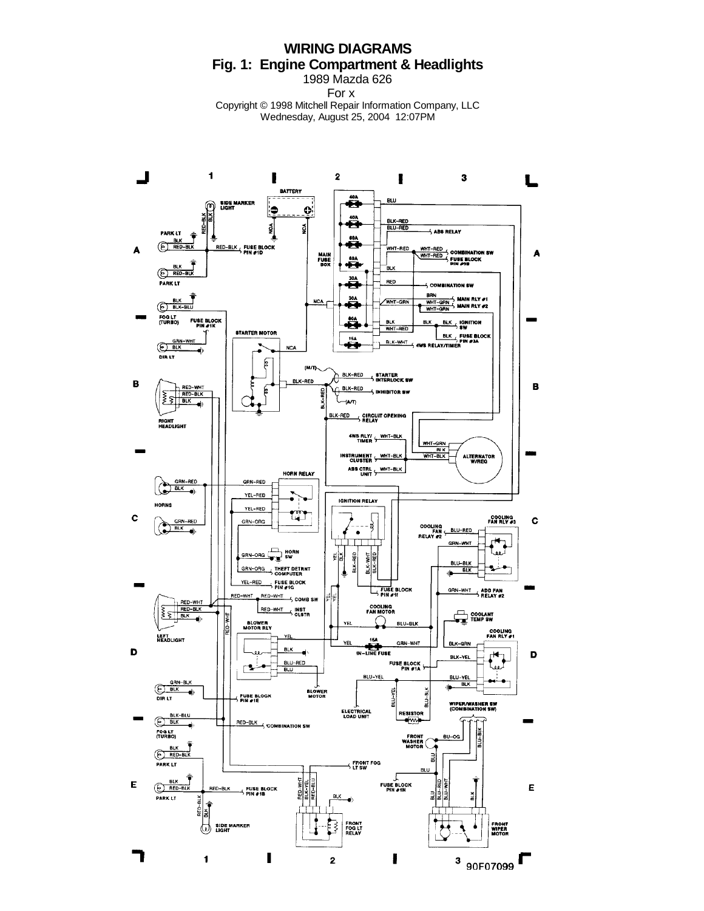# WIRING DIAGRAMS

## Fig. 1: Engine Compartment & Headlights

1989 Mazda 626

For x

Copyright © 1998 Mitchell Repair Information Company, LLC

Wednesday, August 25, 2004 12:07PM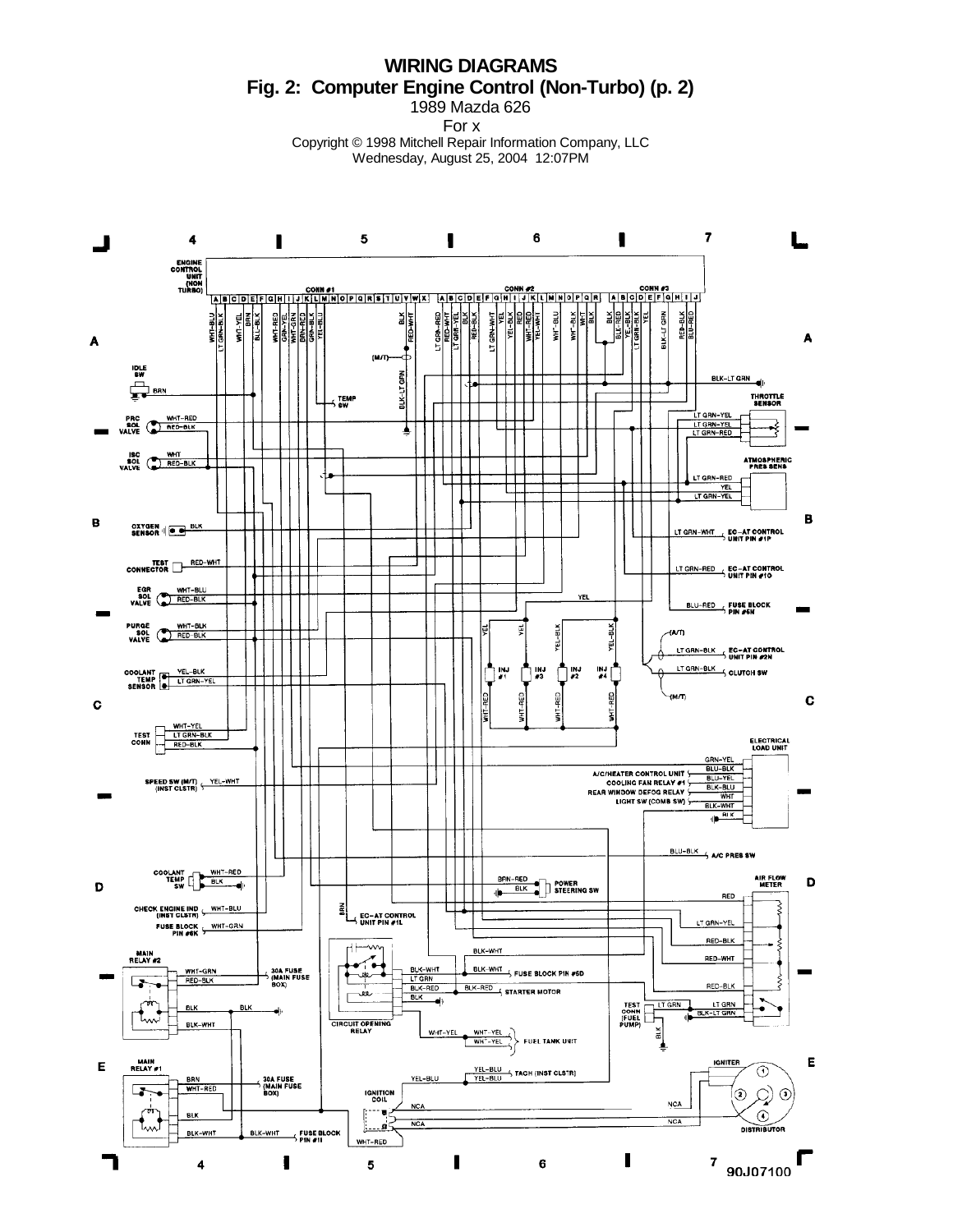# WIRING DIAGRAMS

## Fig. 2: Computer Engine Control (Non-Turbo) (p. 2)

1989 Mazda 626

For x

Copyright © 1998 Mitchell Repair Information Company, LLC

Wednesday, August 25, 2004 12:07PM

ENGINE CONTROL UNIT (NON TURBO)

CONN #1 | CONN #2 | CONN #3

IDLE SW — BRN

PRC SOL VALVE — WHT-RED, RED-BLK

ISC SOL VALVE — WHT, RED-BLK

OXYGEN SENSOR — BLK

TEST CONNECTOR — RED-WHT

EGR SOL VALVE — WHT-BLU, RED-BLK

PURGE SOL VALVE — WHT-BLK, RED-BLK

COOLANT TEMP SENSOR — YEL-BLK, LT GRN-YEL

TEST CONN — WHT-YEL, LT GRN-BLK, RED-BLK

SPEED SW (M/T) (INST CLSTR) — YEL-WHT

COOLANT TEMP SW — WHT-RED, BLK

CHECK ENGINE IND (INST CLSTR) — WHT-BLU

FUSE BLOCK PIN #6K — WHT-GRN

MAIN RELAY #2 — WHT-GRN, RED-BLK, BLK, BLK-WHT — 30A FUSE (MAIN FUSE BOX)

MAIN RELAY #1 — BRN, WHT-RED, BLK, BLK-WHT — 30A FUSE (MAIN FUSE BOX) — FUSE BLOCK PIN #11

TEMP SW

(M/T) BLK-LT GRN

THROTTLE SENSOR — BLK-LT GRN, LT GRN-YEL, LT GRN-YEL, LT GRN-RED

ATMOSPHERIC PRES SENS — LT GRN-RED, YEL, LT GRN-YEL

LT GRN-WHT — EC-AT CONTROL UNIT PIN #1P

LT GRN-RED — EC-AT CONTROL UNIT PIN #1O

BLU-RED — FUSE BLOCK PIN #5M

INJ #1, INJ #3, INJ #2, INJ #4 — YEL, YEL, YEL-BLK, YEL-BLK, WHT-RED

(A/T) LT GRN-BLK — EC-AT CONTROL UNIT PIN #2N

(M/T) LT GRN-BLK — CLUTCH SW

ELECTRICAL LOAD UNIT — GRN-YEL, BLU-BLK, BLU-YEL, BLK-BLU, WHT, BLK-WHT, BLK

A/C/HEATER CONTROL UNIT

COOLING FAN RELAY #1

REAR WINDOW DEFOG RELAY

LIGHT SW (COMB SW)

BLU-BLK — A/C PRES SW

POWER STEERING SW — BRN-RED, BLK

BRN — EC-AT CONTROL UNIT PIN #1L

AIR FLOW METER — RED, LT GRN-YEL, RED-BLK, RED-WHT, RED-BLK, LT GRN, BLK-LT GRN

CIRCUIT OPENING RELAY — BLK-WHT, LT GRN, BLK-RED, BLK

BLK-WHT — FUSE BLOCK PIN #5D

BLK-RED — STARTER MOTOR

TEST CONN (FUEL PUMP) — LT GRN, BLK

WHT-YEL — FUEL TANK UNIT

YEL-BLU — TACH (INST CLSTR)

IGNITION COIL — NCA, NCA, WHT-RED

IGNITER

DISTRIBUTOR

90J07100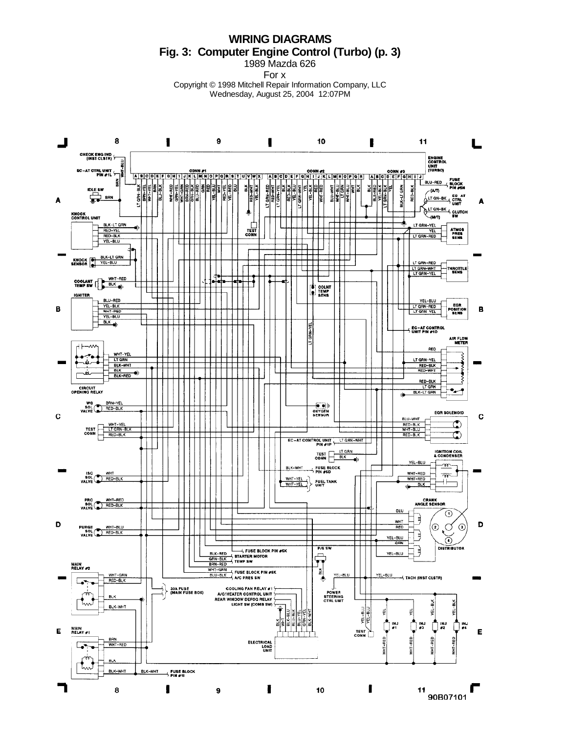**WIRING DIAGRAMS**

**Fig. 3: Computer Engine Control (Turbo) (p. 3)**

1989 Mazda 626

For x

Copyright © 1998 Mitchell Repair Information Company, LLC

Wednesday, August 25, 2004 12:07PM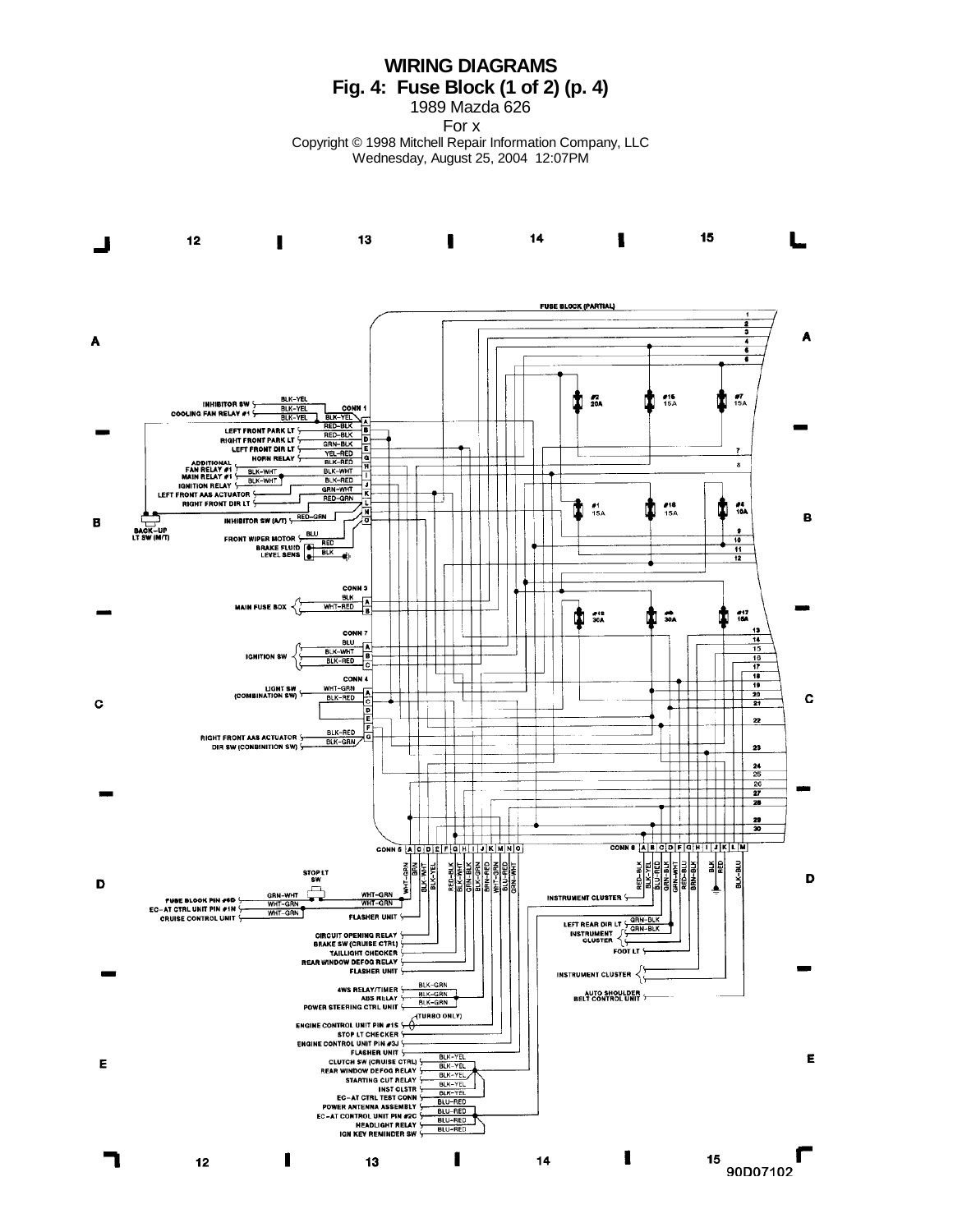# WIRING DIAGRAMS

## Fig. 4: Fuse Block (1 of 2) (p. 4)

1989 Mazda 626

For x

Copyright © 1998 Mitchell Repair Information Company, LLC

Wednesday, August 25, 2004 12:07PM

FUSE BLOCK (PARTIAL)

CONN 1: INHIBITOR SW (BLK-YEL), COOLING FAN RELAY #1 (BLK-YEL), LEFT FRONT PARK LT (RED-BLK), RIGHT FRONT PARK LT (RED-BLK), LEFT FRONT DIR LT (GRN-BLK), HORN RELAY (YEL-RED), ADDITIONAL FAN RELAY #1 (BLK-RED), MAIN RELAY #1 (BLK-WHT), IGNITION RELAY (BLK-RED), LEFT FRONT AAS ACTUATOR (GRN-WHT), RIGHT FRONT DIR LT (RED-GRN), INHIBITOR SW (A/T) (RED-GRN), BACK-UP LT SW (M/T), FRONT WIPER MOTOR (BLU), BRAKE FLUID LEVEL SENS (RED, BLK)

CONN 3: MAIN FUSE BOX (BLK, WHT-RED)

CONN 7: IGNITION SW (BLU, BLK-WHT, BLK-RED)

CONN 4: LIGHT SW (COMBINATION SW) (WHT-GRN, BLK-RED), RIGHT FRONT AAS ACTUATOR (BLK-RED), DIR SW (COMBINATION SW) (BLK-GRN)

Fuses: #2 20A, #15 15A, #7 15A, #1 15A, #18 15A, #4 10A, #12 30A, #8 30A, #17 15A

CONN 5: WHT-GRN, GRN, BLK-WHT, BLK-YEL, RED-BLK, BLK-WHT, GRN-BLK, BLK-GRN, BRN-RED, WHT-GRN, BLU-RED, GRN-WHT

STOP LT SW; FUSE BLOCK PIN #6D (GRN-WHT); EC-AT CTRL UNIT PIN #1N (WHT-GRN); CRUISE CONTROL UNIT (WHT-GRN); FLASHER UNIT; CIRCUIT OPENING RELAY; BRAKE SW (CRUISE CTRL); TAILLIGHT CHECKER; REAR WINDOW DEFOG RELAY; FLASHER UNIT; 4WS RELAY/TIMER (BLK-GRN); ABS RELAY (BLK-GRN); POWER STEERING CTRL UNIT (BLK-GRN); (TURBO ONLY) ENGINE CONTROL UNIT PIN #1S; STOP LT CHECKER; ENGINE CONTROL UNIT PIN #3J; FLASHER UNIT; CLUTCH SW (CRUISE CTRL) (BLK-YEL); REAR WINDOW DEFOG RELAY (BLK-YEL); STARTING CUT RELAY (BLK-YEL); INST CLSTR (BLK-YEL); EC-AT CTRL TEST CONN (BLU-RED); POWER ANTENNA ASSEMBLY (BLU-RED); EC-AT CONTROL UNIT PIN #2C (BLU-RED); HEADLIGHT RELAY (BLU-RED); IGN KEY REMINDER SW (BLU-RED)

CONN 6: RED-BLK, BLK-YEL, BLU-RED, GRN-BLK, GRN-WHT, RED-BLU, BRN-BLK, BLK, RED, BLK-BLU

INSTRUMENT CLUSTER; LEFT REAR DIR LT (GRN-BLK); INSTRUMENT CLUSTER (GRN-BLK); FOOT LT; INSTRUMENT CLUSTER; AUTO SHOULDER BELT CONTROL UNIT

90D07102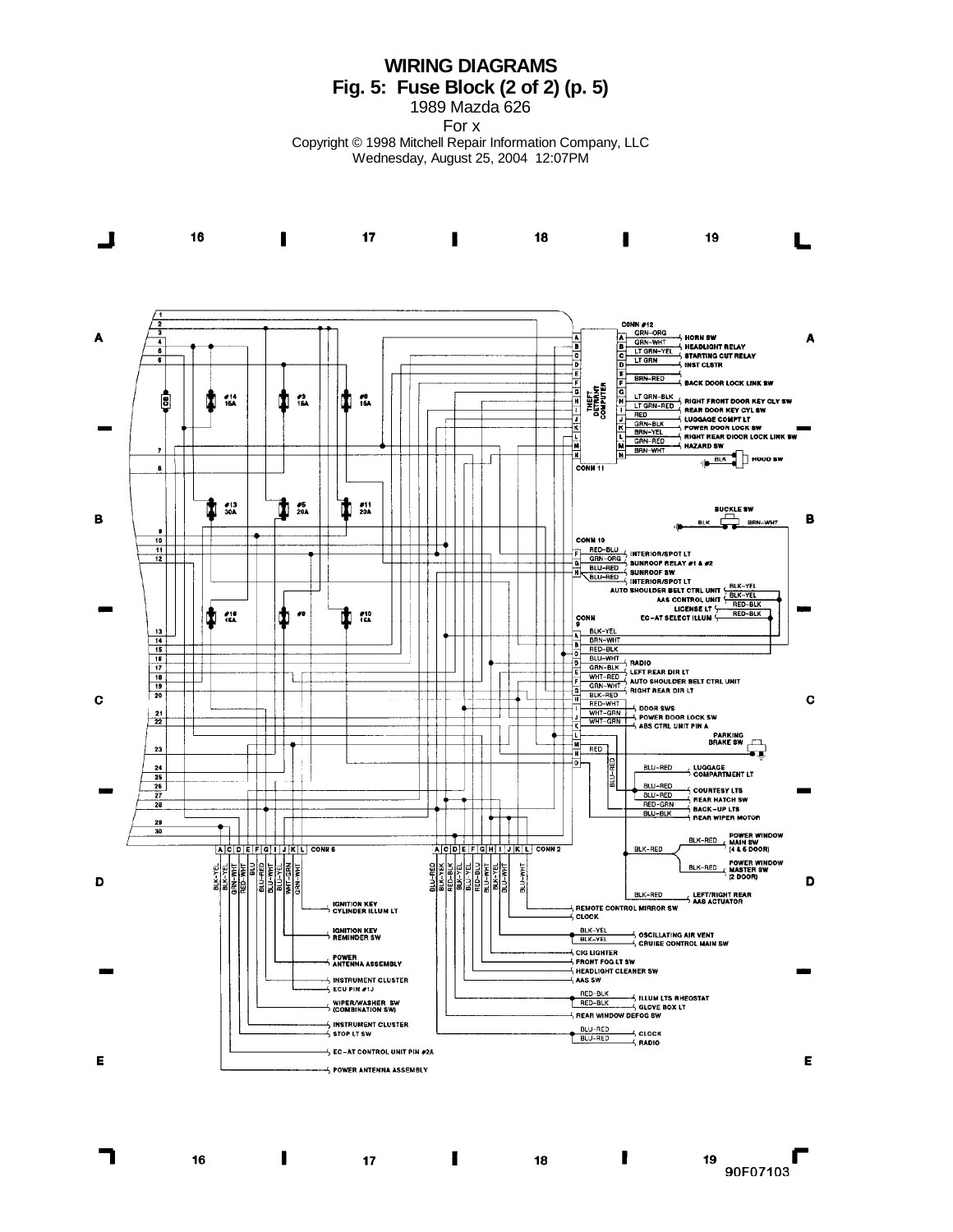# WIRING DIAGRAMS

## Fig. 5: Fuse Block (2 of 2) (p. 5)

1989 Mazda 626

For x

Copyright © 1998 Mitchell Repair Information Company, LLC

Wednesday, August 25, 2004 12:07PM

CONN #12

- A GRN-ORG HORN SW
- B GRN-WHT HEADLIGHT RELAY
- C LT GRN-YEL STARTING CUT RELAY
- D LT GRN INST CLSTR
- F BRN-RED BACK DOOR LOCK LINK SW
- H LT GRN-BLK RIGHT FRONT DOOR KEY CLY SW
- I LT GRN-RED REAR DOOR KEY CYL SW
- J RED LUGGAGE COMPT LT
- K GRN-BLK POWER DOOR LOCK SW
- L BRN-YEL RIGHT REAR DIOOR LOCK LINK SW
- M GRN-RED HAZARD SW
- N BRN-WHT BLK HOOD SW

THEFT DETERRENT COMPUTER

CONN 11

#14 15A, #3 15A, #6 15A, #13 30A, #5 20A, #11 20A, #16 15A, #9, #10 15A

BUCKLE SW BLK BRN-WHT

CONN 10

- F RED-BLU INTERIOR/SPOT LT
- G GRN-ORG SUNROOF RELAY #1 & #2
- H BLU-RED SUNROOF SW
- BLU-RED INTERIOR/SPOT LT

AUTO SHOULDER BELT CTRL UNIT BLK-YEL

AAS CONTROL UNIT BLK-YEL

LICENSE LT RED-BLK

EC-AT SELECT ILLUM RED-BLK

CONN 9

- A BLK-YEL
- B BRN-WHT
- C RED-BLK
- D BLU-WHT RADIO
- E GRN-BLK LEFT REAR DIR LT
- E WHT-RED AUTO SHOULDER BELT CTRL UNIT
- F GRN-WHT RIGHT REAR DIR LT
- G BLK-RED
- H RED-WHT DOOR SWS
- J WHT-GRN POWER DOOR LOCK SW
- K WHT-GRN ABS CTRL UNIT PIN A
- M RED PARKING BRAKE SW

BLU-RED LUGGAGE COMPARTMENT LT

BLU-RED COURTESY LTS

BLU-RED REAR HATCH SW

RED-GRN BACK-UP LTS

BLU-BLK REAR WIPER MOTOR

BLK-RED POWER WINDOW MAIN SW (4 & 5 DOOR)

BLK-RED POWER WINDOW MASTER SW (2 DOOR)

BLK-RED LEFT/RIGHT REAR AAS ACTUATOR

CONN 8: A C D E F G I J K L — BLK-YEL, BLK-YEL, GRN-WHT, RED-WHT, BLU, BLU-RED, BLU-WHT, BLU-YEL, WHT-GRN, GRN-WHT

- IGNITION KEY CYLINDER ILLUM LT
- IGNITION KEY REMINDER SW
- POWER ANTENNA ASSEMBLY
- INSTRUMENT CLUSTER
- ECU PIN #1J
- WIPER/WASHER SW (COMBINATION SW)
- INSTRUMENT CLUSTER
- STOP LT SW
- EC-AT CONTROL UNIT PIN #2A
- POWER ANTENNA ASSEMBLY

CONN 2: A C D E F G H I J K L — BLU-RED, BLK-YEL, RED-BLK, BLK-YEL, BLU-YEL, RED-BLU, BLU-WHT, BLK-YEL, BLU-WHT, GRN-WHT

- REMOTE CONTROL MIRROR SW
- CLOCK
- BLK-YEL OSCILLATING AIR VENT
- BLK-YEL CRUISE CONTROL MAIN SW
- CIG LIGHTER
- FRONT FOG LT SW
- HEADLIGHT CLEANER SW
- AAS SW
- RED-BLK ILLUM LTS RHEOSTAT
- RED-BLK GLOVE BOX LT
- REAR WINDOW DEFOG SW
- BLU-RED CLOCK
- BLU-RED RADIO

90F07103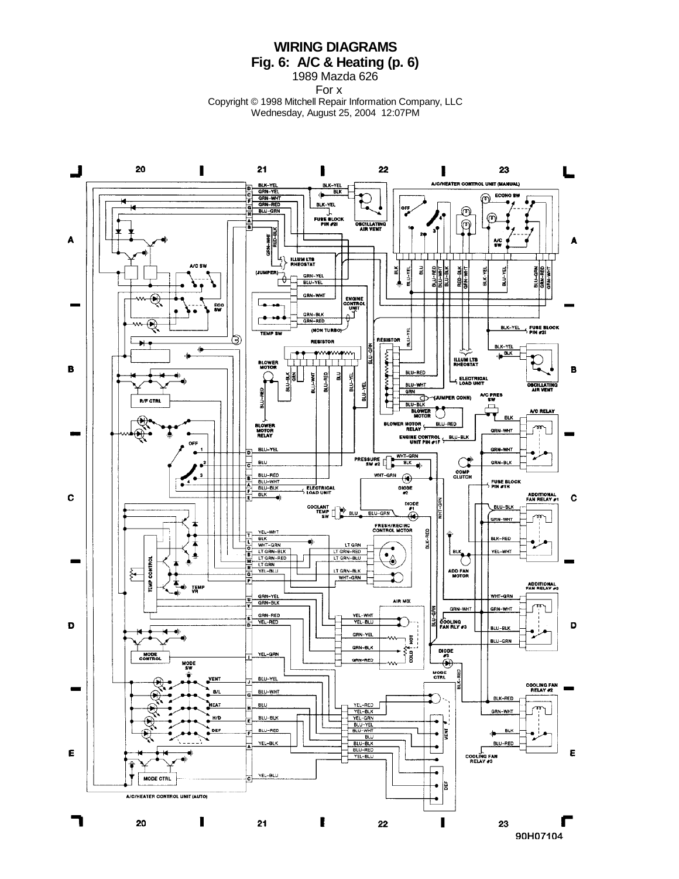# WIRING DIAGRAMS

## Fig. 6: A/C & Heating (p. 6)

1989 Mazda 626

For x

Copyright © 1998 Mitchell Repair Information Company, LLC

Wednesday, August 25, 2004 12:07PM

20 | 21 | 22 | 23

A/C/HEATER CONTROL UNIT (MANUAL)

ECONO SW

OFF

A/C SW

ILLUM LTS RHEOSTAT

(JUMPER)

ENGINE CONTROL UNIT

(NON TURBO)

TEMP SW

RESISTOR

BLOWER MOTOR

BLOWER MOTOR RELAY

FUSE BLOCK PIN #21

OSCILLATING AIR VENT

ELECTRICAL LOAD UNIT

(JUMPER CONN)

A/C PRES SW

A/C RELAY

ENGINE CONTROL UNIT PIN #1F

PRESSURE SW #2

COMP CLUTCH

FUSE BLOCK PIN #1H

DIODE #2

DIODE #1

COOLANT TEMP SW

FRESH/RECIRC CONTROL MOTOR

ADDITIONAL FAN RELAY #1

ADD FAN MOTOR

ADDITIONAL FAN RELAY #2

AIR MIX

COOLING FAN RLY #3

DIODE #3

MODE CTRL

COOLING FAN RELAY #2

COOLING FAN RELAY #3

VENT

DEF

R/F CTRL

TEMP CONTROL

TEMP VR

MODE CONTROL

MODE SW

VENT

B/L

HEAT

H/D

DEF

MODE CTRL

A/C/HEATER CONTROL UNIT (AUTO)

90H07104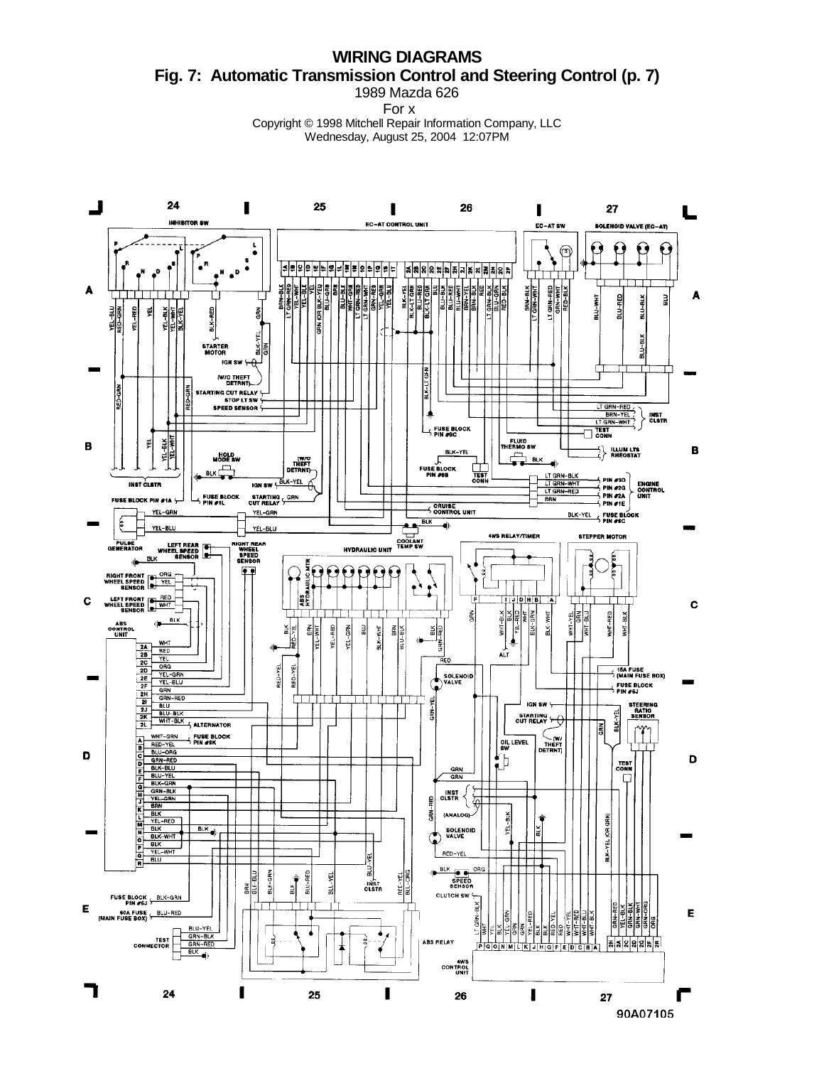# WIRING DIAGRAMS

## Fig. 7: Automatic Transmission Control and Steering Control (p. 7)

1989 Mazda 626

For x

Copyright © 1998 Mitchell Repair Information Company, LLC

Wednesday, August 25, 2004 12:07PM

90A07105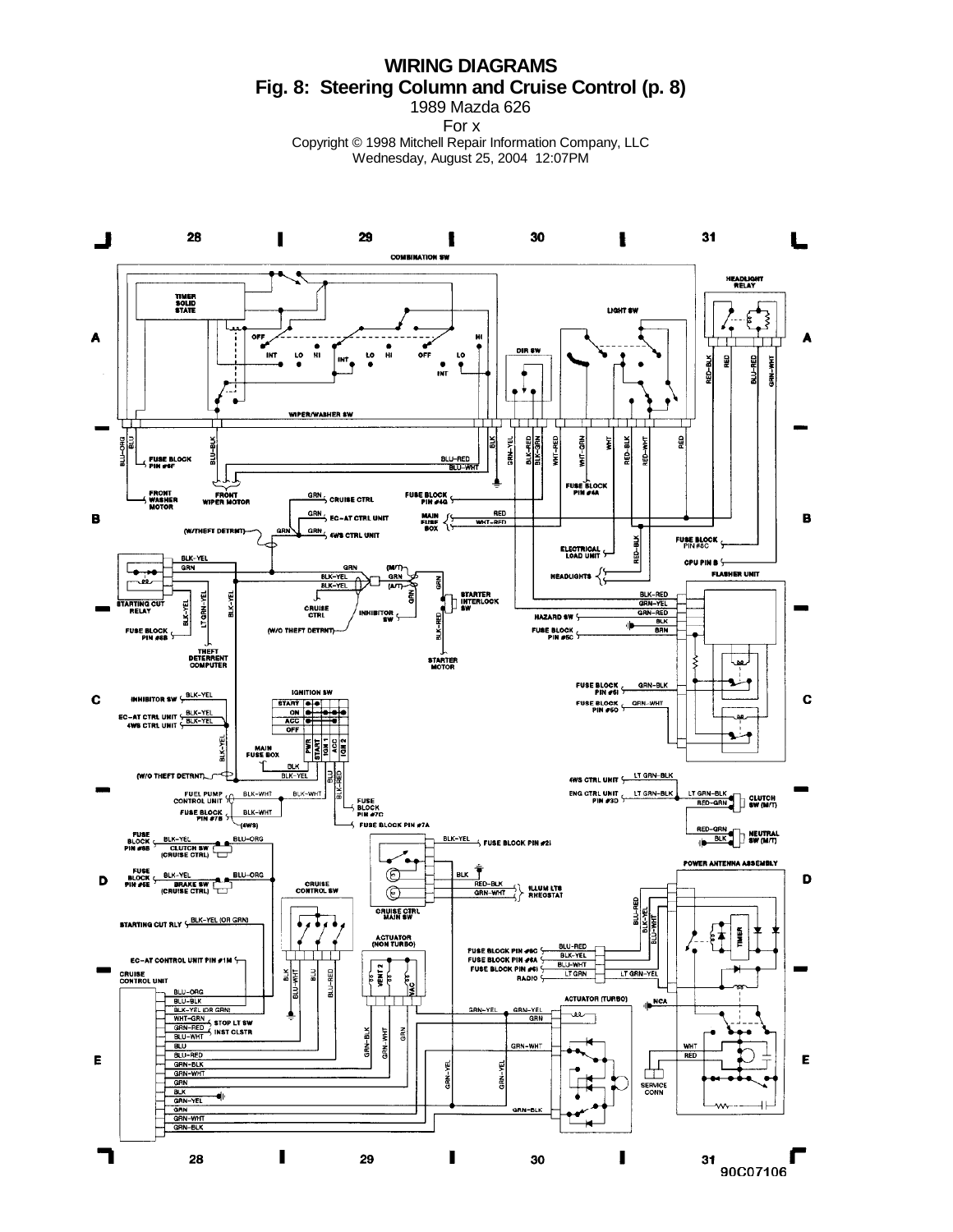# WIRING DIAGRAMS

## Fig. 8: Steering Column and Cruise Control (p. 8)

1989 Mazda 626

For x

Copyright © 1998 Mitchell Repair Information Company, LLC

Wednesday, August 25, 2004 12:07PM

90C07106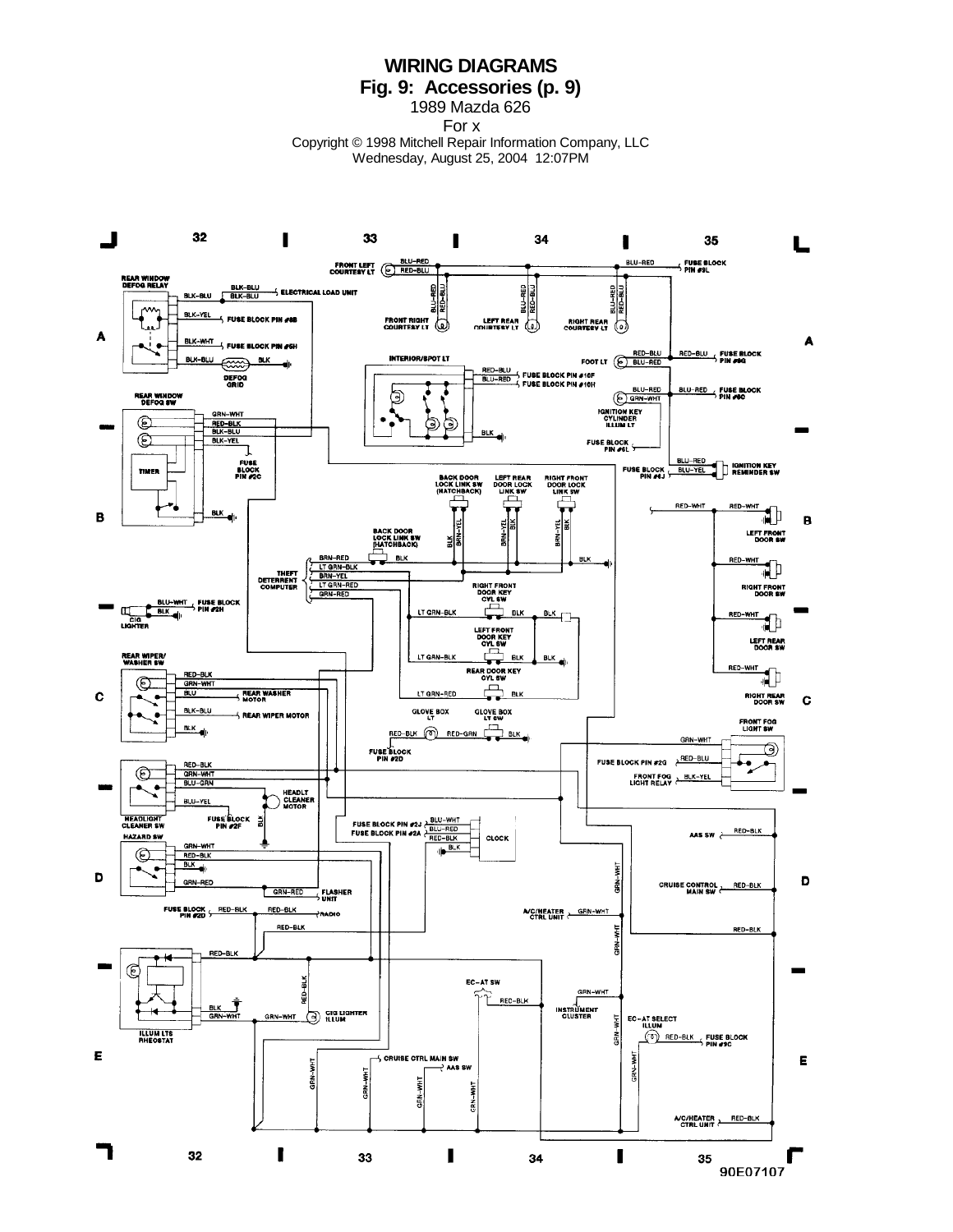# WIRING DIAGRAMS

## Fig. 9: Accessories (p. 9)

1989 Mazda 626

For x

Copyright © 1998 Mitchell Repair Information Company, LLC

Wednesday, August 25, 2004 12:07PM

90E07107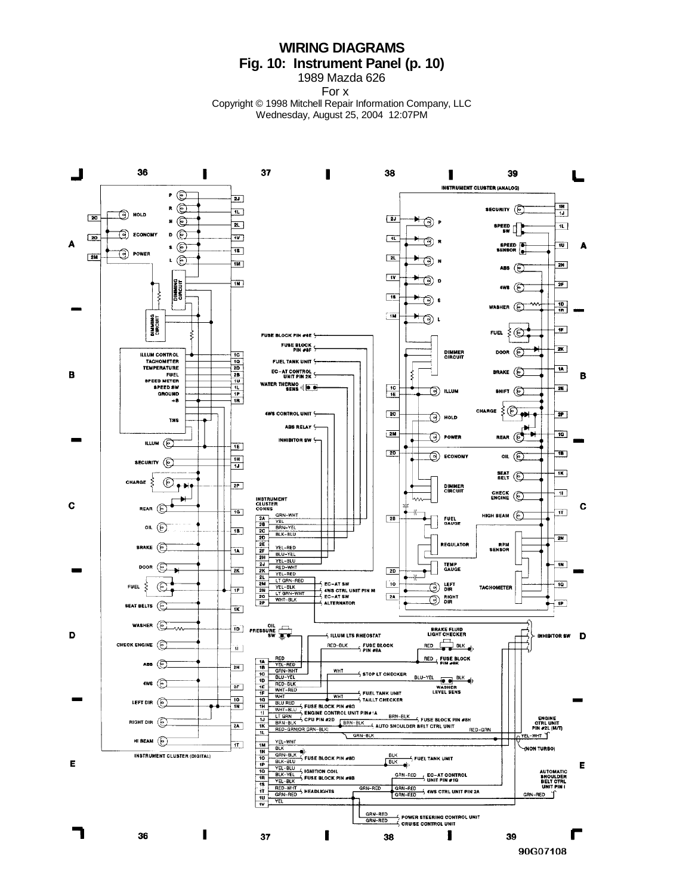# WIRING DIAGRAMS

## Fig. 10: Instrument Panel (p. 10)

1989 Mazda 626

For x

Copyright © 1998 Mitchell Repair Information Company, LLC

Wednesday, August 25, 2004 12:07PM

90G07108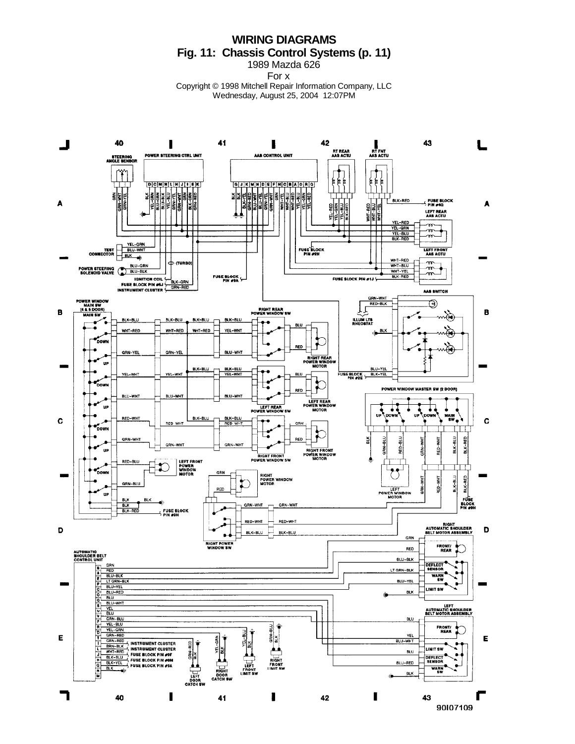# WIRING DIAGRAMS
## Fig. 11: Chassis Control Systems (p. 11)

1989 Mazda 626

For x

Copyright © 1998 Mitchell Repair Information Company, LLC

Wednesday, August 25, 2004 12:07PM

90I07109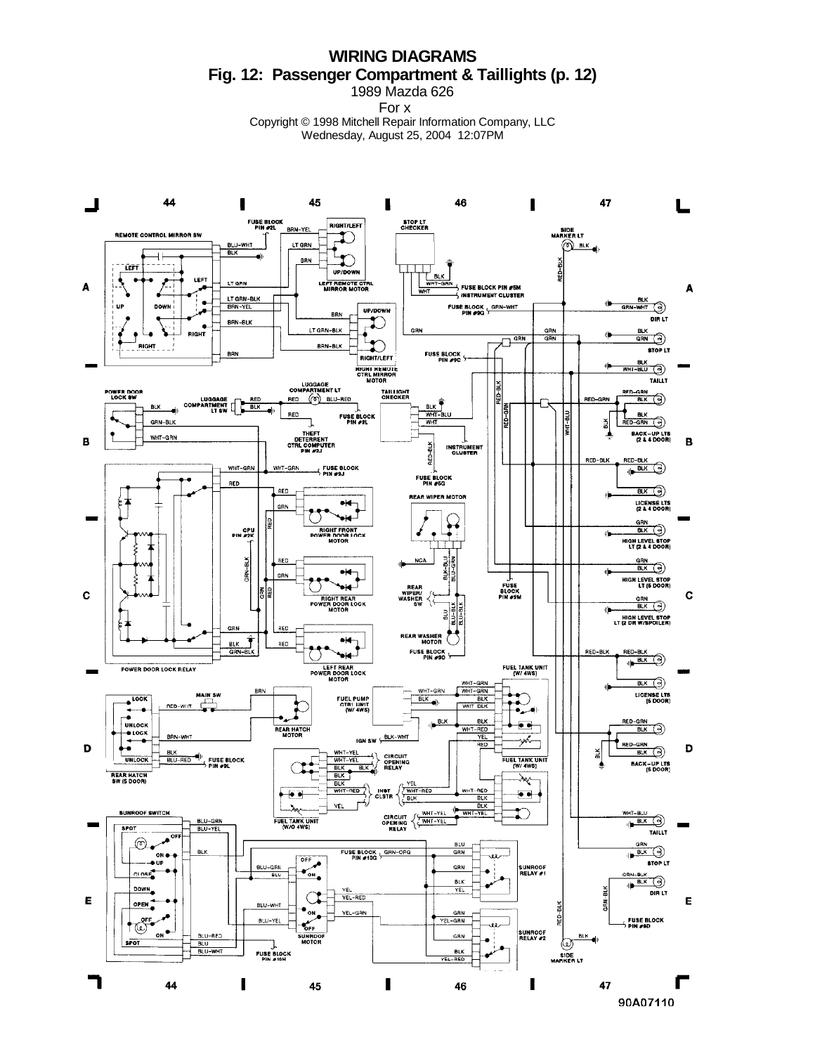# WIRING DIAGRAMS

## Fig. 12: Passenger Compartment & Taillights (p. 12)

1989 Mazda 626

For x

Copyright © 1998 Mitchell Repair Information Company, LLC

Wednesday, August 25, 2004 12:07PM

44
45
46
47

A
B
C
D
E

REMOTE CONTROL MIRROR SW
LEFT
UP
DOWN
RIGHT
FUSE BLOCK PIN #2L
BRN-YEL
BLU-WHT
BLK
LT GRN
LT GRN-BLK
BRN-YEL
BRN-BLK
BRN
RIGHT/LEFT
UP/DOWN
LEFT REMOTE CTRL MIRROR MOTOR
RIGHT REMOTE CTRL MIRROR MOTOR
STOP LT CHECKER
FUSE BLOCK PIN #5M
INSTRUMENT CLUSTER
FUSE BLOCK PIN #9G
GRN-WHT
FUSE BLOCK PIN #9C
SIDE MARKER LT
RED-BLK
DIR LT
STOP LT
TAILLT
WHT-BLU

POWER DOOR LOCK SW
LUGGAGE COMPARTMENT LT SW
LUGGAGE COMPARTMENT LT
BLU-RED
FUSE BLOCK PIN #9L
THEFT DETERRENT CTRL COMPUTER PIN #2J
TAILLIGHT CHECKER
INSTRUMENT CLUSTER
FUSE BLOCK PIN #5G
RED-GRN
BACK-UP LTS (2 & 4 DOOR)
GRN-BLK
WHT-GRN
FUSE BLOCK PIN #9J
LICENSE LTS (2 & 4 DOOR)
HIGH LEVEL STOP LT (2 & 4 DOOR)
HIGH LEVEL STOP LT (5 DOOR)
HIGH LEVEL STOP LT (2 DR W/SPOILER)

CPU PIN #2K
RIGHT FRONT POWER DOOR LOCK MOTOR
RIGHT REAR POWER DOOR LOCK MOTOR
LEFT REAR POWER DOOR LOCK MOTOR
POWER DOOR LOCK RELAY
REAR WIPER MOTOR
NCA
BLK-BLU
BLU-GRN
REAR WIPER/WASHER SW
FUSE BLOCK PIN #5M
REAR WASHER MOTOR
FUSE BLOCK PIN #9D

LOCK
UNLOCK
MAIN SW
RED-WHT
BRN-WHT
REAR HATCH MOTOR
REAR HATCH SW (5 DOOR)
FUSE BLOCK PIN #9L
FUEL PUMP CTRL UNIT (W/ 4WS)
IGN SW
BLK-WHT
FUEL TANK UNIT (W/ 4WS)
WHT-YEL
CIRCUIT OPENING RELAY
INST CLSTR
FUEL TANK UNIT (W/O 4WS)
LICENSE LTS (5 DOOR)
BACK-UP LTS (5 DOOR)

SUNROOF SWITCH
SPOT
OFF
ON
UP
CLOSE
DOWN
OPEN
BLU-GRN
BLU-YEL
FUSE BLOCK PIN #10G
GRN-ORG
SUNROOF RELAY #1
SUNROOF RELAY #2
SUNROOF MOTOR
YEL-RED
YEL-GRN
BLU-WHT
BLU-RED
FUSE BLOCK PIN #10H
SIDE MARKER LT
GRN-BLK
FUSE BLOCK PIN #8D

90A07110